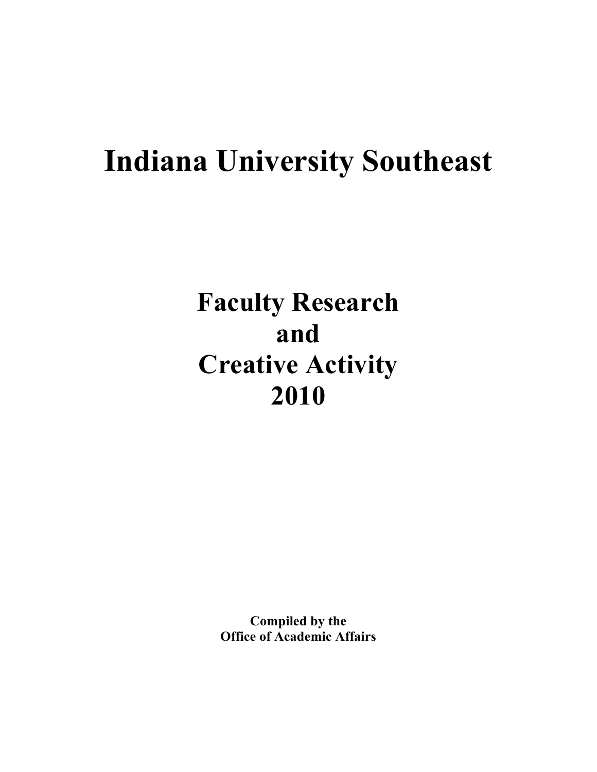# Indiana University Southeast

## Faculty Research and Creative Activity 2010

**Compiled by the Office of Academic Affairs**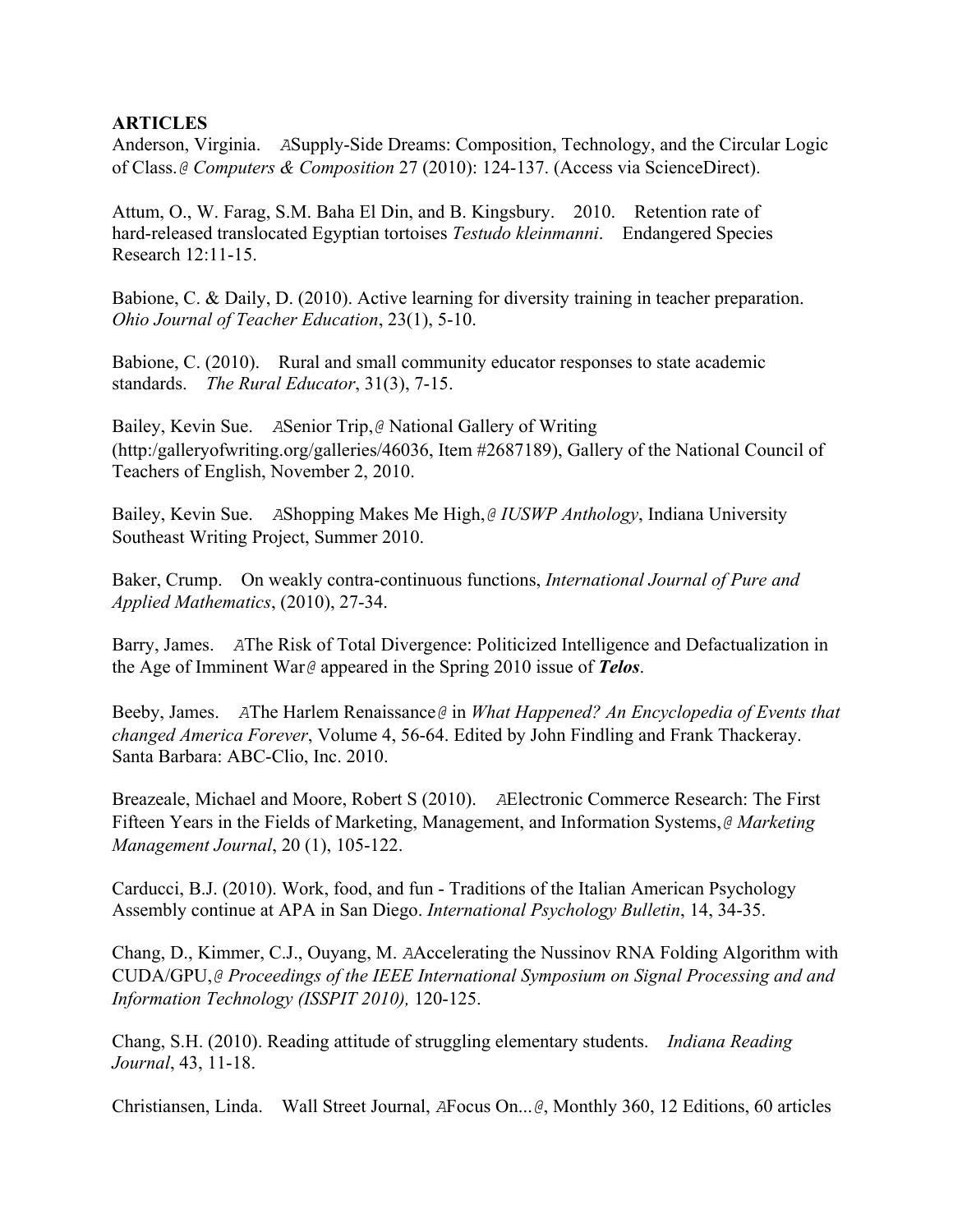**ARTICLES**

Anderson, Virginia. ASupply-Side Dreams: Composition, Technology, and the Circular Logic of Class.@ *Computers & Composition* 27 (2010): 124-137. (Access via ScienceDirect).

Attum, O., W. Farag, S.M. Baha El Din, and B. Kingsbury. 2010. Retention rate of hard-released translocated Egyptian tortoises *Testudo kleinmanni*. Endangered Species Research 12:11-15.

Babione, C. & Daily, D. (2010). Active learning for diversity training in teacher preparation. *Ohio Journal of Teacher Education*, 23(1), 5-10.

Babione, C. (2010). Rural and small community educator responses to state academic standards. *The Rural Educator*, 31(3), 7-15.

Bailey, Kevin Sue. ASenior Trip,@ National Gallery of Writing (http:/galleryofwriting.org/galleries/46036, Item #2687189), Gallery of the National Council of Teachers of English, November 2, 2010.

Bailey, Kevin Sue. AShopping Makes Me High,@ *IUSWP Anthology*, Indiana University Southeast Writing Project, Summer 2010.

Baker, Crump. On weakly contra-continuous functions, *International Journal of Pure and Applied Mathematics*, (2010), 27-34.

Barry, James. AThe Risk of Total Divergence: Politicized Intelligence and Defactualization in the Age of Imminent War@ appeared in the Spring 2010 issue of ***Telos***.

Beeby, James. AThe Harlem Renaissance@ in *What Happened? An Encyclopedia of Events that changed America Forever*, Volume 4, 56-64. Edited by John Findling and Frank Thackeray. Santa Barbara: ABC-Clio, Inc. 2010.

Breazeale, Michael and Moore, Robert S (2010). AElectronic Commerce Research: The First Fifteen Years in the Fields of Marketing, Management, and Information Systems,@ *Marketing Management Journal*, 20 (1), 105-122.

Carducci, B.J. (2010). Work, food, and fun - Traditions of the Italian American Psychology Assembly continue at APA in San Diego. *International Psychology Bulletin*, 14, 34-35.

Chang, D., Kimmer, C.J., Ouyang, M. AAccelerating the Nussinov RNA Folding Algorithm with CUDA/GPU,@ *Proceedings of the IEEE International Symposium on Signal Processing and and Information Technology (ISSPIT 2010),* 120-125.

Chang, S.H. (2010). Reading attitude of struggling elementary students. *Indiana Reading Journal*, 43, 11-18.

Christiansen, Linda. Wall Street Journal, AFocus On...@, Monthly 360, 12 Editions, 60 articles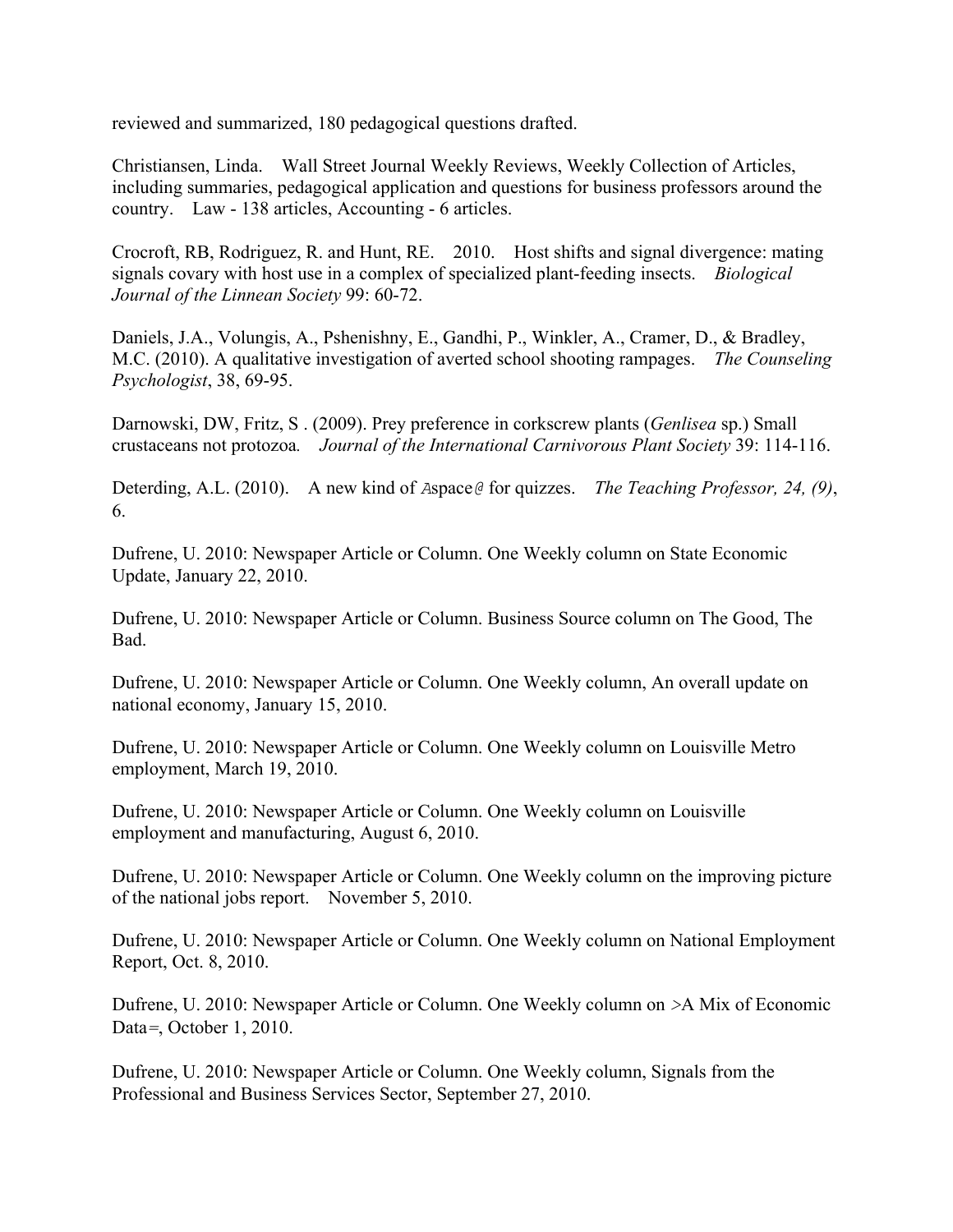reviewed and summarized, 180 pedagogical questions drafted.

Christiansen, Linda. Wall Street Journal Weekly Reviews, Weekly Collection of Articles, including summaries, pedagogical application and questions for business professors around the country. Law - 138 articles, Accounting - 6 articles.

Crocroft, RB, Rodriguez, R. and Hunt, RE. 2010. Host shifts and signal divergence: mating signals covary with host use in a complex of specialized plant-feeding insects. *Biological Journal of the Linnean Society* 99: 60-72.

Daniels, J.A., Volungis, A., Pshenishny, E., Gandhi, P., Winkler, A., Cramer, D., & Bradley, M.C. (2010). A qualitative investigation of averted school shooting rampages. *The Counseling Psychologist*, 38, 69-95.

Darnowski, DW, Fritz, S . (2009). Prey preference in corkscrew plants (*Genlisea* sp.) Small crustaceans not protozoa*.* *Journal of the International Carnivorous Plant Society* 39: 114-116.

Deterding, A.L. (2010). A new kind of Aspace@ for quizzes. *The Teaching Professor, 24, (9)*, 6.

Dufrene, U. 2010: Newspaper Article or Column. One Weekly column on State Economic Update, January 22, 2010.

Dufrene, U. 2010: Newspaper Article or Column. Business Source column on The Good, The Bad.

Dufrene, U. 2010: Newspaper Article or Column. One Weekly column, An overall update on national economy, January 15, 2010.

Dufrene, U. 2010: Newspaper Article or Column. One Weekly column on Louisville Metro employment, March 19, 2010.

Dufrene, U. 2010: Newspaper Article or Column. One Weekly column on Louisville employment and manufacturing, August 6, 2010.

Dufrene, U. 2010: Newspaper Article or Column. One Weekly column on the improving picture of the national jobs report. November 5, 2010.

Dufrene, U. 2010: Newspaper Article or Column. One Weekly column on National Employment Report, Oct. 8, 2010.

Dufrene, U. 2010: Newspaper Article or Column. One Weekly column on >A Mix of Economic Data=, October 1, 2010.

Dufrene, U. 2010: Newspaper Article or Column. One Weekly column, Signals from the Professional and Business Services Sector, September 27, 2010.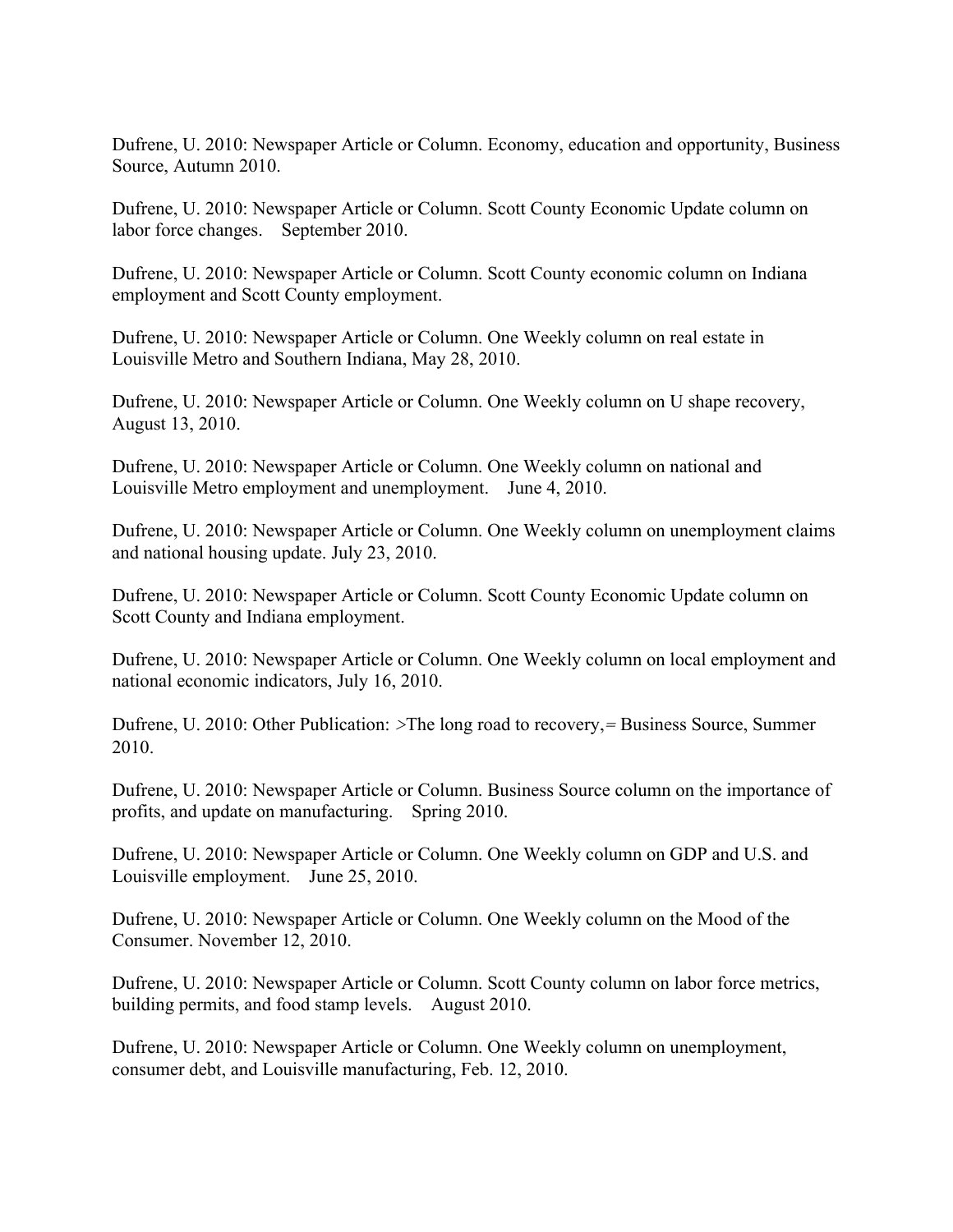Dufrene, U. 2010: Newspaper Article or Column. Economy, education and opportunity, Business Source, Autumn 2010.

Dufrene, U. 2010: Newspaper Article or Column. Scott County Economic Update column on labor force changes. September 2010.

Dufrene, U. 2010: Newspaper Article or Column. Scott County economic column on Indiana employment and Scott County employment.

Dufrene, U. 2010: Newspaper Article or Column. One Weekly column on real estate in Louisville Metro and Southern Indiana, May 28, 2010.

Dufrene, U. 2010: Newspaper Article or Column. One Weekly column on U shape recovery, August 13, 2010.

Dufrene, U. 2010: Newspaper Article or Column. One Weekly column on national and Louisville Metro employment and unemployment. June 4, 2010.

Dufrene, U. 2010: Newspaper Article or Column. One Weekly column on unemployment claims and national housing update. July 23, 2010.

Dufrene, U. 2010: Newspaper Article or Column. Scott County Economic Update column on Scott County and Indiana employment.

Dufrene, U. 2010: Newspaper Article or Column. One Weekly column on local employment and national economic indicators, July 16, 2010.

Dufrene, U. 2010: Other Publication: >The long road to recovery,= Business Source, Summer 2010.

Dufrene, U. 2010: Newspaper Article or Column. Business Source column on the importance of profits, and update on manufacturing. Spring 2010.

Dufrene, U. 2010: Newspaper Article or Column. One Weekly column on GDP and U.S. and Louisville employment. June 25, 2010.

Dufrene, U. 2010: Newspaper Article or Column. One Weekly column on the Mood of the Consumer. November 12, 2010.

Dufrene, U. 2010: Newspaper Article or Column. Scott County column on labor force metrics, building permits, and food stamp levels. August 2010.

Dufrene, U. 2010: Newspaper Article or Column. One Weekly column on unemployment, consumer debt, and Louisville manufacturing, Feb. 12, 2010.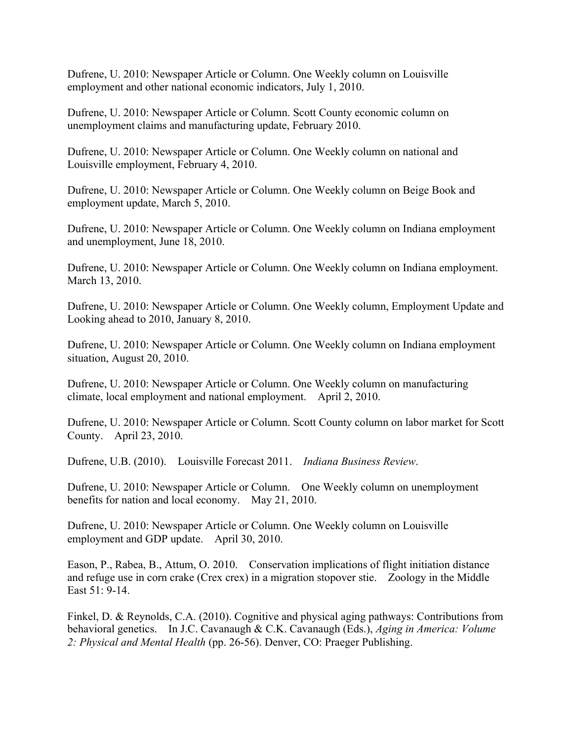Dufrene, U. 2010: Newspaper Article or Column. One Weekly column on Louisville employment and other national economic indicators, July 1, 2010.

Dufrene, U. 2010: Newspaper Article or Column. Scott County economic column on unemployment claims and manufacturing update, February 2010.

Dufrene, U. 2010: Newspaper Article or Column. One Weekly column on national and Louisville employment, February 4, 2010.

Dufrene, U. 2010: Newspaper Article or Column. One Weekly column on Beige Book and employment update, March 5, 2010.

Dufrene, U. 2010: Newspaper Article or Column. One Weekly column on Indiana employment and unemployment, June 18, 2010.

Dufrene, U. 2010: Newspaper Article or Column. One Weekly column on Indiana employment. March 13, 2010.

Dufrene, U. 2010: Newspaper Article or Column. One Weekly column, Employment Update and Looking ahead to 2010, January 8, 2010.

Dufrene, U. 2010: Newspaper Article or Column. One Weekly column on Indiana employment situation, August 20, 2010.

Dufrene, U. 2010: Newspaper Article or Column. One Weekly column on manufacturing climate, local employment and national employment. April 2, 2010.

Dufrene, U. 2010: Newspaper Article or Column. Scott County column on labor market for Scott County. April 23, 2010.

Dufrene, U.B. (2010). Louisville Forecast 2011. *Indiana Business Review*.

Dufrene, U. 2010: Newspaper Article or Column. One Weekly column on unemployment benefits for nation and local economy. May 21, 2010.

Dufrene, U. 2010: Newspaper Article or Column. One Weekly column on Louisville employment and GDP update. April 30, 2010.

Eason, P., Rabea, B., Attum, O. 2010. Conservation implications of flight initiation distance and refuge use in corn crake (Crex crex) in a migration stopover stie. Zoology in the Middle East 51: 9-14.

Finkel, D. & Reynolds, C.A. (2010). Cognitive and physical aging pathways: Contributions from behavioral genetics. In J.C. Cavanaugh & C.K. Cavanaugh (Eds.), *Aging in America: Volume 2: Physical and Mental Health* (pp. 26-56). Denver, CO: Praeger Publishing.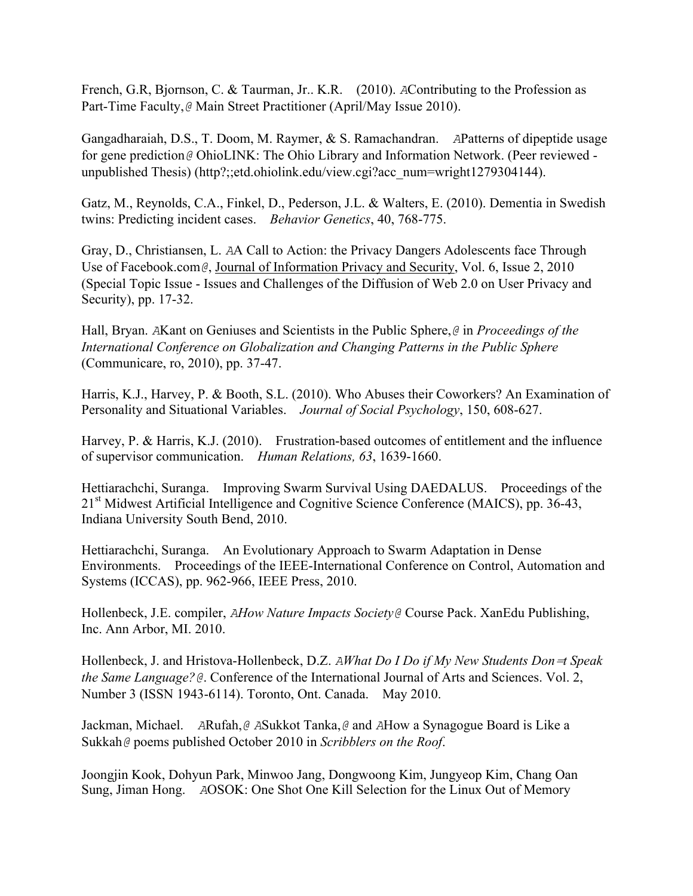French, G.R, Bjornson, C. & Taurman, Jr.. K.R. (2010). AContributing to the Profession as Part-Time Faculty,@ Main Street Practitioner (April/May Issue 2010).

Gangadharaiah, D.S., T. Doom, M. Raymer, & S. Ramachandran. APatterns of dipeptide usage for gene prediction@ OhioLINK: The Ohio Library and Information Network. (Peer reviewed - unpublished Thesis) (http?;;etd.ohiolink.edu/view.cgi?acc_num=wright1279304144).

Gatz, M., Reynolds, C.A., Finkel, D., Pederson, J.L. & Walters, E. (2010). Dementia in Swedish twins: Predicting incident cases. *Behavior Genetics*, 40, 768-775.

Gray, D., Christiansen, L. AA Call to Action: the Privacy Dangers Adolescents face Through Use of Facebook.com@, Journal of Information Privacy and Security, Vol. 6, Issue 2, 2010 (Special Topic Issue - Issues and Challenges of the Diffusion of Web 2.0 on User Privacy and Security), pp. 17-32.

Hall, Bryan. AKant on Geniuses and Scientists in the Public Sphere,@ in *Proceedings of the International Conference on Globalization and Changing Patterns in the Public Sphere* (Communicare, ro, 2010), pp. 37-47.

Harris, K.J., Harvey, P. & Booth, S.L. (2010). Who Abuses their Coworkers? An Examination of Personality and Situational Variables. *Journal of Social Psychology*, 150, 608-627.

Harvey, P. & Harris, K.J. (2010). Frustration-based outcomes of entitlement and the influence of supervisor communication. *Human Relations, 63*, 1639-1660.

Hettiarachchi, Suranga. Improving Swarm Survival Using DAEDALUS. Proceedings of the 21st Midwest Artificial Intelligence and Cognitive Science Conference (MAICS), pp. 36-43, Indiana University South Bend, 2010.

Hettiarachchi, Suranga. An Evolutionary Approach to Swarm Adaptation in Dense Environments. Proceedings of the IEEE-International Conference on Control, Automation and Systems (ICCAS), pp. 962-966, IEEE Press, 2010.

Hollenbeck, J.E. compiler, A*How Nature Impacts Society*@ Course Pack. XanEdu Publishing, Inc. Ann Arbor, MI. 2010.

Hollenbeck, J. and Hristova-Hollenbeck, D.Z. A*What Do I Do if My New Students Don=t Speak the Same Language?*@. Conference of the International Journal of Arts and Sciences. Vol. 2, Number 3 (ISSN 1943-6114). Toronto, Ont. Canada. May 2010.

Jackman, Michael. ARufah,@ ASukkot Tanka,@ and AHow a Synagogue Board is Like a Sukkah@ poems published October 2010 in *Scribblers on the Roof*.

Joongjin Kook, Dohyun Park, Minwoo Jang, Dongwoong Kim, Jungyeop Kim, Chang Oan Sung, Jiman Hong. AOSOK: One Shot One Kill Selection for the Linux Out of Memory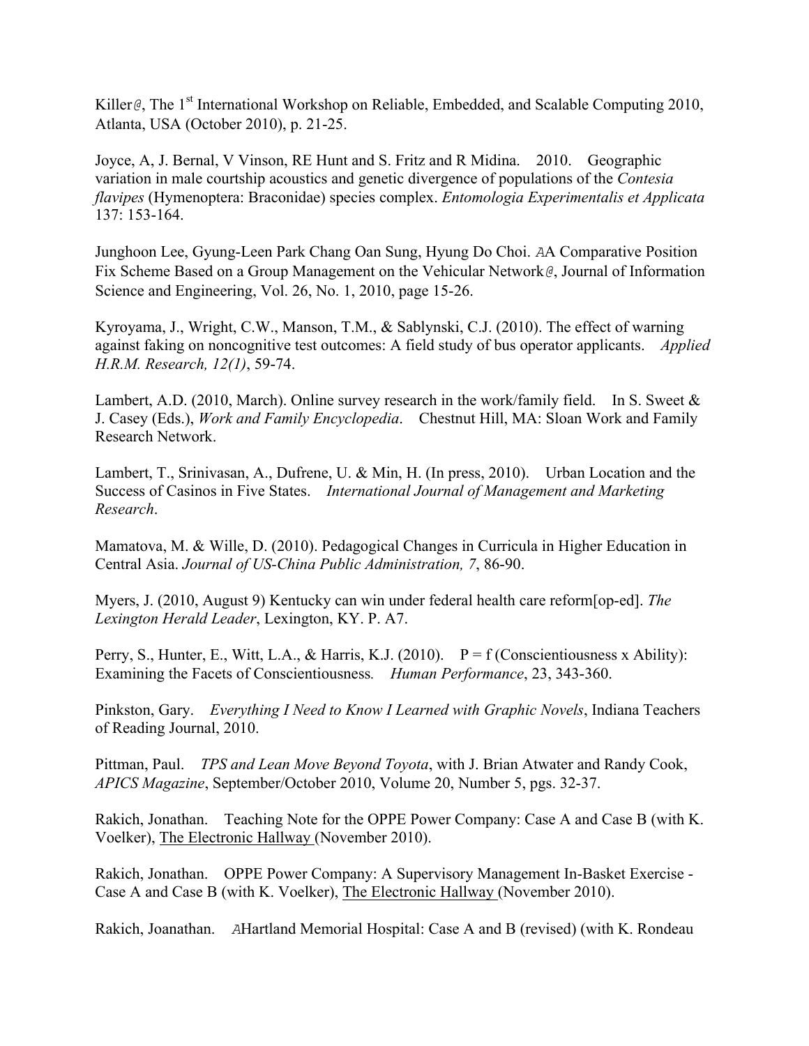Killer@, The 1st International Workshop on Reliable, Embedded, and Scalable Computing 2010, Atlanta, USA (October 2010), p. 21-25.

Joyce, A, J. Bernal, V Vinson, RE Hunt and S. Fritz and R Midina. 2010. Geographic variation in male courtship acoustics and genetic divergence of populations of the *Contesia flavipes* (Hymenoptera: Braconidae) species complex. *Entomologia Experimentalis et Applicata* 137: 153-164.

Junghoon Lee, Gyung-Leen Park Chang Oan Sung, Hyung Do Choi. AA Comparative Position Fix Scheme Based on a Group Management on the Vehicular Network@, Journal of Information Science and Engineering, Vol. 26, No. 1, 2010, page 15-26.

Kyroyama, J., Wright, C.W., Manson, T.M., & Sablynski, C.J. (2010). The effect of warning against faking on noncognitive test outcomes: A field study of bus operator applicants. *Applied H.R.M. Research, 12(1)*, 59-74.

Lambert, A.D. (2010, March). Online survey research in the work/family field. In S. Sweet & J. Casey (Eds.), *Work and Family Encyclopedia*. Chestnut Hill, MA: Sloan Work and Family Research Network.

Lambert, T., Srinivasan, A., Dufrene, U. & Min, H. (In press, 2010). Urban Location and the Success of Casinos in Five States. *International Journal of Management and Marketing Research*.

Mamatova, M. & Wille, D. (2010). Pedagogical Changes in Curricula in Higher Education in Central Asia. *Journal of US-China Public Administration, 7*, 86-90.

Myers, J. (2010, August 9) Kentucky can win under federal health care reform[op-ed]. *The Lexington Herald Leader*, Lexington, KY. P. A7.

Perry, S., Hunter, E., Witt, L.A., & Harris, K.J. (2010). P = f (Conscientiousness x Ability): Examining the Facets of Conscientiousness. *Human Performance*, 23, 343-360.

Pinkston, Gary. *Everything I Need to Know I Learned with Graphic Novels*, Indiana Teachers of Reading Journal, 2010.

Pittman, Paul. *TPS and Lean Move Beyond Toyota*, with J. Brian Atwater and Randy Cook, *APICS Magazine*, September/October 2010, Volume 20, Number 5, pgs. 32-37.

Rakich, Jonathan. Teaching Note for the OPPE Power Company: Case A and Case B (with K. Voelker), The Electronic Hallway (November 2010).

Rakich, Jonathan. OPPE Power Company: A Supervisory Management In-Basket Exercise - Case A and Case B (with K. Voelker), The Electronic Hallway (November 2010).

Rakich, Joanathan. AHartland Memorial Hospital: Case A and B (revised) (with K. Rondeau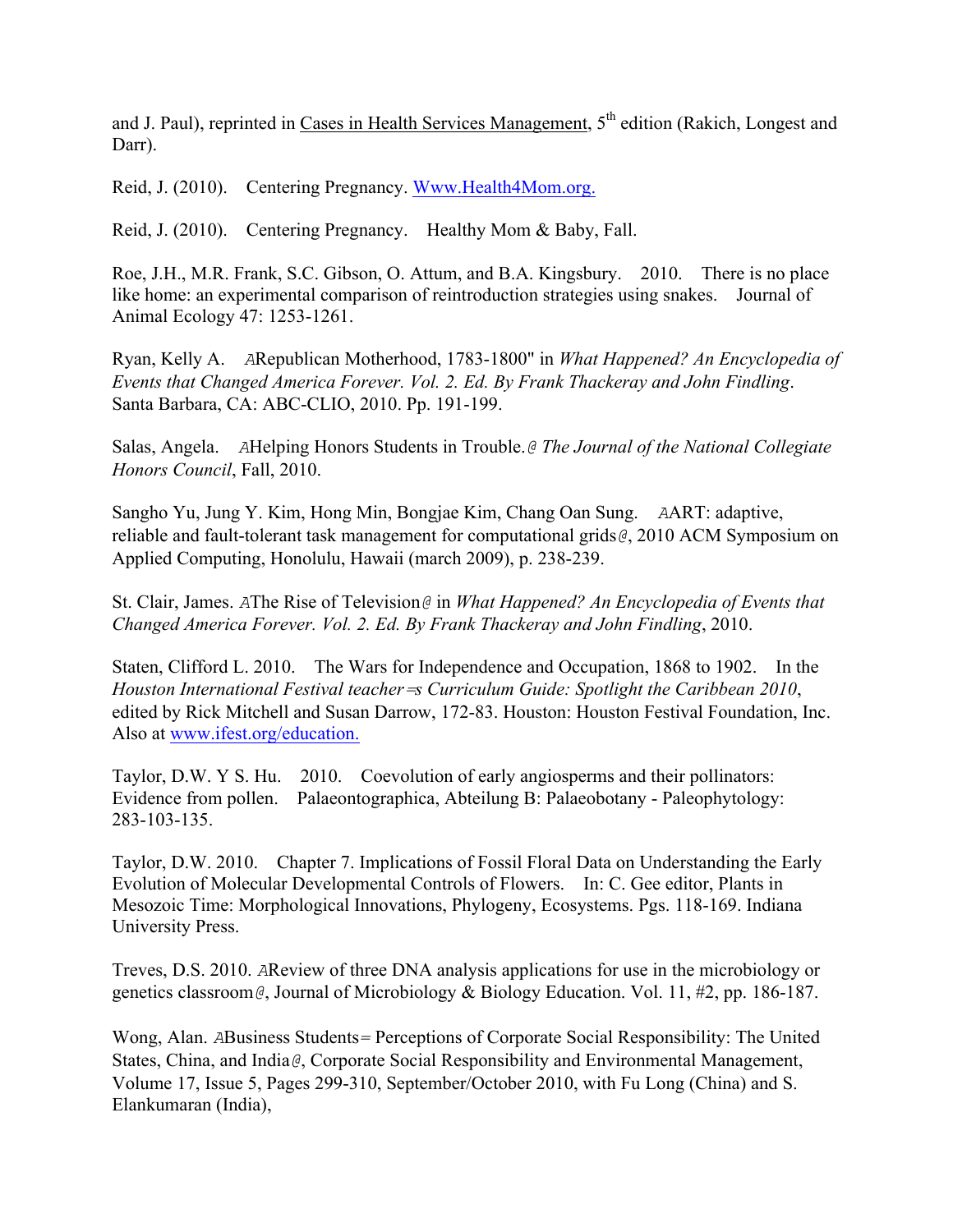and J. Paul), reprinted in Cases in Health Services Management, 5th edition (Rakich, Longest and Darr).

Reid, J. (2010). Centering Pregnancy. Www.Health4Mom.org.

Reid, J. (2010). Centering Pregnancy. Healthy Mom & Baby, Fall.

Roe, J.H., M.R. Frank, S.C. Gibson, O. Attum, and B.A. Kingsbury. 2010. There is no place like home: an experimental comparison of reintroduction strategies using snakes. Journal of Animal Ecology 47: 1253-1261.

Ryan, Kelly A. ARepublican Motherhood, 1783-1800" in *What Happened? An Encyclopedia of Events that Changed America Forever. Vol. 2. Ed. By Frank Thackeray and John Findling*. Santa Barbara, CA: ABC-CLIO, 2010. Pp. 191-199.

Salas, Angela. AHelping Honors Students in Trouble.@ *The Journal of the National Collegiate Honors Council*, Fall, 2010.

Sangho Yu, Jung Y. Kim, Hong Min, Bongjae Kim, Chang Oan Sung. AART: adaptive, reliable and fault-tolerant task management for computational grids@, 2010 ACM Symposium on Applied Computing, Honolulu, Hawaii (march 2009), p. 238-239.

St. Clair, James. AThe Rise of Television@ in *What Happened? An Encyclopedia of Events that Changed America Forever. Vol. 2. Ed. By Frank Thackeray and John Findling*, 2010.

Staten, Clifford L. 2010. The Wars for Independence and Occupation, 1868 to 1902. In the *Houston International Festival teacher=s Curriculum Guide: Spotlight the Caribbean 2010*, edited by Rick Mitchell and Susan Darrow, 172-83. Houston: Houston Festival Foundation, Inc. Also at www.ifest.org/education.

Taylor, D.W. Y S. Hu. 2010. Coevolution of early angiosperms and their pollinators: Evidence from pollen. Palaeontographica, Abteilung B: Palaeobotany - Paleophytology: 283-103-135.

Taylor, D.W. 2010. Chapter 7. Implications of Fossil Floral Data on Understanding the Early Evolution of Molecular Developmental Controls of Flowers. In: C. Gee editor, Plants in Mesozoic Time: Morphological Innovations, Phylogeny, Ecosystems. Pgs. 118-169. Indiana University Press.

Treves, D.S. 2010. AReview of three DNA analysis applications for use in the microbiology or genetics classroom@, Journal of Microbiology & Biology Education. Vol. 11, #2, pp. 186-187.

Wong, Alan. ABusiness Students= Perceptions of Corporate Social Responsibility: The United States, China, and India@, Corporate Social Responsibility and Environmental Management, Volume 17, Issue 5, Pages 299-310, September/October 2010, with Fu Long (China) and S. Elankumaran (India),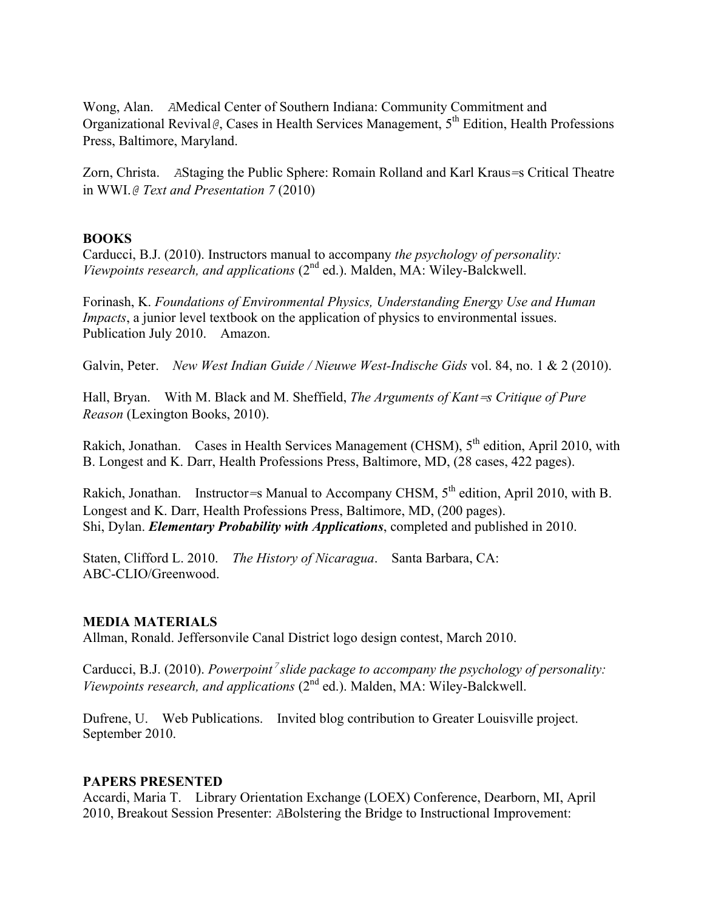Wong, Alan. AMedical Center of Southern Indiana: Community Commitment and Organizational Revival@, Cases in Health Services Management, 5th Edition, Health Professions Press, Baltimore, Maryland.

Zorn, Christa. AStaging the Public Sphere: Romain Rolland and Karl Kraus=s Critical Theatre in WWI.@ *Text and Presentation 7* (2010)

**BOOKS**

Carducci, B.J. (2010). Instructors manual to accompany *the psychology of personality: Viewpoints research, and applications* (2nd ed.). Malden, MA: Wiley-Balckwell.

Forinash, K. *Foundations of Environmental Physics, Understanding Energy Use and Human Impacts*, a junior level textbook on the application of physics to environmental issues. Publication July 2010. Amazon.

Galvin, Peter. *New West Indian Guide / Nieuwe West-Indische Gids* vol. 84, no. 1 & 2 (2010).

Hall, Bryan. With M. Black and M. Sheffield, *The Arguments of Kant=s Critique of Pure Reason* (Lexington Books, 2010).

Rakich, Jonathan. Cases in Health Services Management (CHSM), 5th edition, April 2010, with B. Longest and K. Darr, Health Professions Press, Baltimore, MD, (28 cases, 422 pages).

Rakich, Jonathan. Instructor=s Manual to Accompany CHSM, 5th edition, April 2010, with B. Longest and K. Darr, Health Professions Press, Baltimore, MD, (200 pages).
Shi, Dylan. ***Elementary Probability with Applications***, completed and published in 2010.

Staten, Clifford L. 2010. *The History of Nicaragua*. Santa Barbara, CA: ABC-CLIO/Greenwood.

**MEDIA MATERIALS**

Allman, Ronald. Jeffersonvile Canal District logo design contest, March 2010.

Carducci, B.J. (2010). *Powerpoint7 slide package to accompany the psychology of personality: Viewpoints research, and applications* (2nd ed.). Malden, MA: Wiley-Balckwell.

Dufrene, U. Web Publications. Invited blog contribution to Greater Louisville project. September 2010.

**PAPERS PRESENTED**

Accardi, Maria T. Library Orientation Exchange (LOEX) Conference, Dearborn, MI, April 2010, Breakout Session Presenter: ABolstering the Bridge to Instructional Improvement: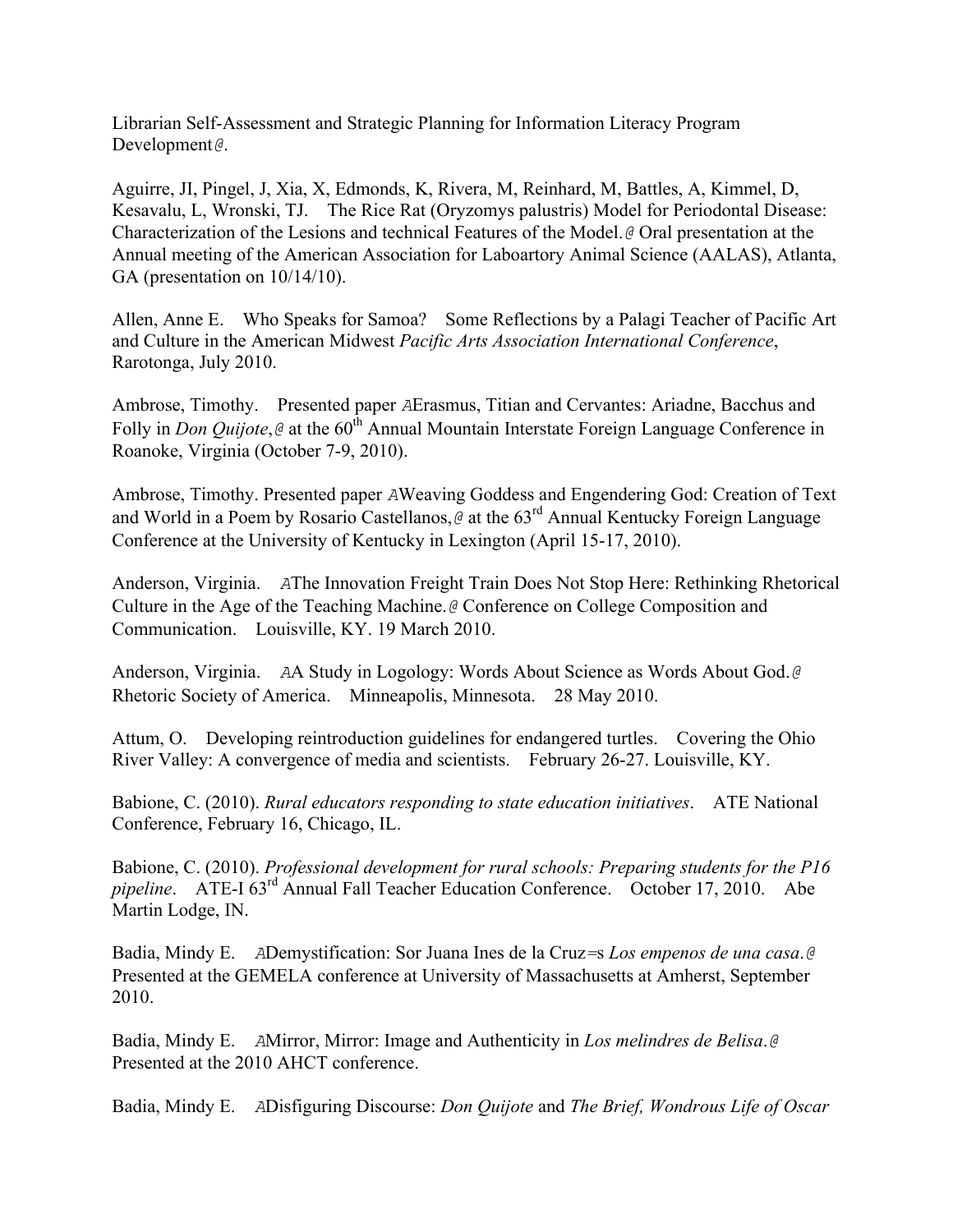Librarian Self-Assessment and Strategic Planning for Information Literacy Program Development@.

Aguirre, JI, Pingel, J, Xia, X, Edmonds, K, Rivera, M, Reinhard, M, Battles, A, Kimmel, D, Kesavalu, L, Wronski, TJ. The Rice Rat (Oryzomys palustris) Model for Periodontal Disease: Characterization of the Lesions and technical Features of the Model.@ Oral presentation at the Annual meeting of the American Association for Laboartory Animal Science (AALAS), Atlanta, GA (presentation on 10/14/10).

Allen, Anne E. Who Speaks for Samoa? Some Reflections by a Palagi Teacher of Pacific Art and Culture in the American Midwest *Pacific Arts Association International Conference*, Rarotonga, July 2010.

Ambrose, Timothy. Presented paper AErasmus, Titian and Cervantes: Ariadne, Bacchus and Folly in *Don Quijote*,@ at the 60th Annual Mountain Interstate Foreign Language Conference in Roanoke, Virginia (October 7-9, 2010).

Ambrose, Timothy. Presented paper AWeaving Goddess and Engendering God: Creation of Text and World in a Poem by Rosario Castellanos,@ at the 63rd Annual Kentucky Foreign Language Conference at the University of Kentucky in Lexington (April 15-17, 2010).

Anderson, Virginia. AThe Innovation Freight Train Does Not Stop Here: Rethinking Rhetorical Culture in the Age of the Teaching Machine.@ Conference on College Composition and Communication. Louisville, KY. 19 March 2010.

Anderson, Virginia. AA Study in Logology: Words About Science as Words About God.@ Rhetoric Society of America. Minneapolis, Minnesota. 28 May 2010.

Attum, O. Developing reintroduction guidelines for endangered turtles. Covering the Ohio River Valley: A convergence of media and scientists. February 26-27. Louisville, KY.

Babione, C. (2010). *Rural educators responding to state education initiatives*. ATE National Conference, February 16, Chicago, IL.

Babione, C. (2010). *Professional development for rural schools: Preparing students for the P16 pipeline*. ATE-I 63rd Annual Fall Teacher Education Conference. October 17, 2010. Abe Martin Lodge, IN.

Badia, Mindy E. ADemystification: Sor Juana Ines de la Cruz=s *Los empenos de una casa*.@ Presented at the GEMELA conference at University of Massachusetts at Amherst, September 2010.

Badia, Mindy E. AMirror, Mirror: Image and Authenticity in *Los melindres de Belisa*.@ Presented at the 2010 AHCT conference.

Badia, Mindy E. ADisfiguring Discourse: *Don Quijote* and *The Brief, Wondrous Life of Oscar*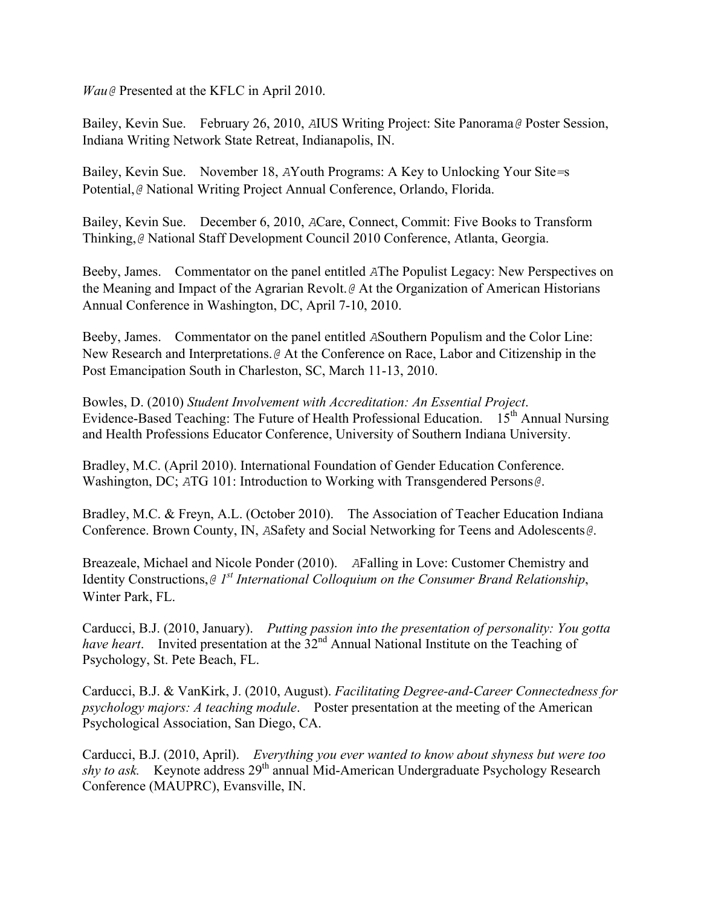*Wau@* Presented at the KFLC in April 2010.

Bailey, Kevin Sue. February 26, 2010, AIUS Writing Project: Site Panorama@ Poster Session, Indiana Writing Network State Retreat, Indianapolis, IN.

Bailey, Kevin Sue. November 18, AYouth Programs: A Key to Unlocking Your Site=s Potential,@ National Writing Project Annual Conference, Orlando, Florida.

Bailey, Kevin Sue. December 6, 2010, ACare, Connect, Commit: Five Books to Transform Thinking,@ National Staff Development Council 2010 Conference, Atlanta, Georgia.

Beeby, James. Commentator on the panel entitled AThe Populist Legacy: New Perspectives on the Meaning and Impact of the Agrarian Revolt.@ At the Organization of American Historians Annual Conference in Washington, DC, April 7-10, 2010.

Beeby, James. Commentator on the panel entitled ASouthern Populism and the Color Line: New Research and Interpretations.@ At the Conference on Race, Labor and Citizenship in the Post Emancipation South in Charleston, SC, March 11-13, 2010.

Bowles, D. (2010) *Student Involvement with Accreditation: An Essential Project*. Evidence-Based Teaching: The Future of Health Professional Education. 15th Annual Nursing and Health Professions Educator Conference, University of Southern Indiana University.

Bradley, M.C. (April 2010). International Foundation of Gender Education Conference. Washington, DC; ATG 101: Introduction to Working with Transgendered Persons@.

Bradley, M.C. & Freyn, A.L. (October 2010). The Association of Teacher Education Indiana Conference. Brown County, IN, ASafety and Social Networking for Teens and Adolescents@.

Breazeale, Michael and Nicole Ponder (2010). AFalling in Love: Customer Chemistry and Identity Constructions,@ *1st International Colloquium on the Consumer Brand Relationship*, Winter Park, FL.

Carducci, B.J. (2010, January). *Putting passion into the presentation of personality: You gotta have heart*. Invited presentation at the 32nd Annual National Institute on the Teaching of Psychology, St. Pete Beach, FL.

Carducci, B.J. & VanKirk, J. (2010, August). *Facilitating Degree-and-Career Connectedness for psychology majors: A teaching module*. Poster presentation at the meeting of the American Psychological Association, San Diego, CA.

Carducci, B.J. (2010, April). *Everything you ever wanted to know about shyness but were too shy to ask.* Keynote address 29th annual Mid-American Undergraduate Psychology Research Conference (MAUPRC), Evansville, IN.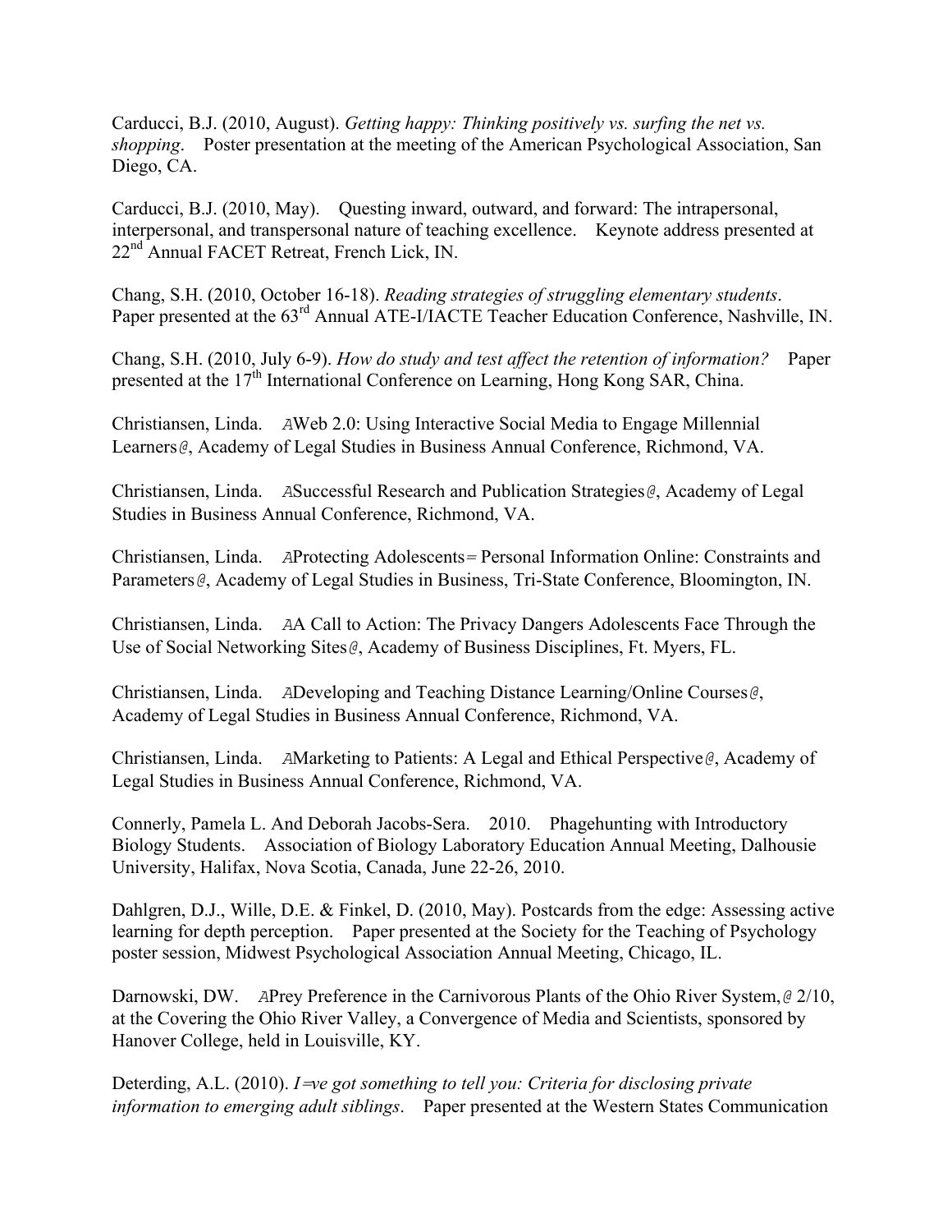Carducci, B.J. (2010, August). *Getting happy: Thinking positively vs. surfing the net vs. shopping*. Poster presentation at the meeting of the American Psychological Association, San Diego, CA.

Carducci, B.J. (2010, May). Questing inward, outward, and forward: The intrapersonal, interpersonal, and transpersonal nature of teaching excellence. Keynote address presented at 22nd Annual FACET Retreat, French Lick, IN.

Chang, S.H. (2010, October 16-18). *Reading strategies of struggling elementary students*. Paper presented at the 63rd Annual ATE-I/IACTE Teacher Education Conference, Nashville, IN.

Chang, S.H. (2010, July 6-9). *How do study and test affect the retention of information?* Paper presented at the 17th International Conference on Learning, Hong Kong SAR, China.

Christiansen, Linda. AWeb 2.0: Using Interactive Social Media to Engage Millennial Learners@, Academy of Legal Studies in Business Annual Conference, Richmond, VA.

Christiansen, Linda. ASuccessful Research and Publication Strategies@, Academy of Legal Studies in Business Annual Conference, Richmond, VA.

Christiansen, Linda. AProtecting Adolescents= Personal Information Online: Constraints and Parameters@, Academy of Legal Studies in Business, Tri-State Conference, Bloomington, IN.

Christiansen, Linda. AA Call to Action: The Privacy Dangers Adolescents Face Through the Use of Social Networking Sites@, Academy of Business Disciplines, Ft. Myers, FL.

Christiansen, Linda. ADeveloping and Teaching Distance Learning/Online Courses@, Academy of Legal Studies in Business Annual Conference, Richmond, VA.

Christiansen, Linda. AMarketing to Patients: A Legal and Ethical Perspective@, Academy of Legal Studies in Business Annual Conference, Richmond, VA.

Connerly, Pamela L. And Deborah Jacobs-Sera. 2010. Phagehunting with Introductory Biology Students. Association of Biology Laboratory Education Annual Meeting, Dalhousie University, Halifax, Nova Scotia, Canada, June 22-26, 2010.

Dahlgren, D.J., Wille, D.E. & Finkel, D. (2010, May). Postcards from the edge: Assessing active learning for depth perception. Paper presented at the Society for the Teaching of Psychology poster session, Midwest Psychological Association Annual Meeting, Chicago, IL.

Darnowski, DW. APrey Preference in the Carnivorous Plants of the Ohio River System,@ 2/10, at the Covering the Ohio River Valley, a Convergence of Media and Scientists, sponsored by Hanover College, held in Louisville, KY.

Deterding, A.L. (2010). *I=ve got something to tell you: Criteria for disclosing private information to emerging adult siblings*. Paper presented at the Western States Communication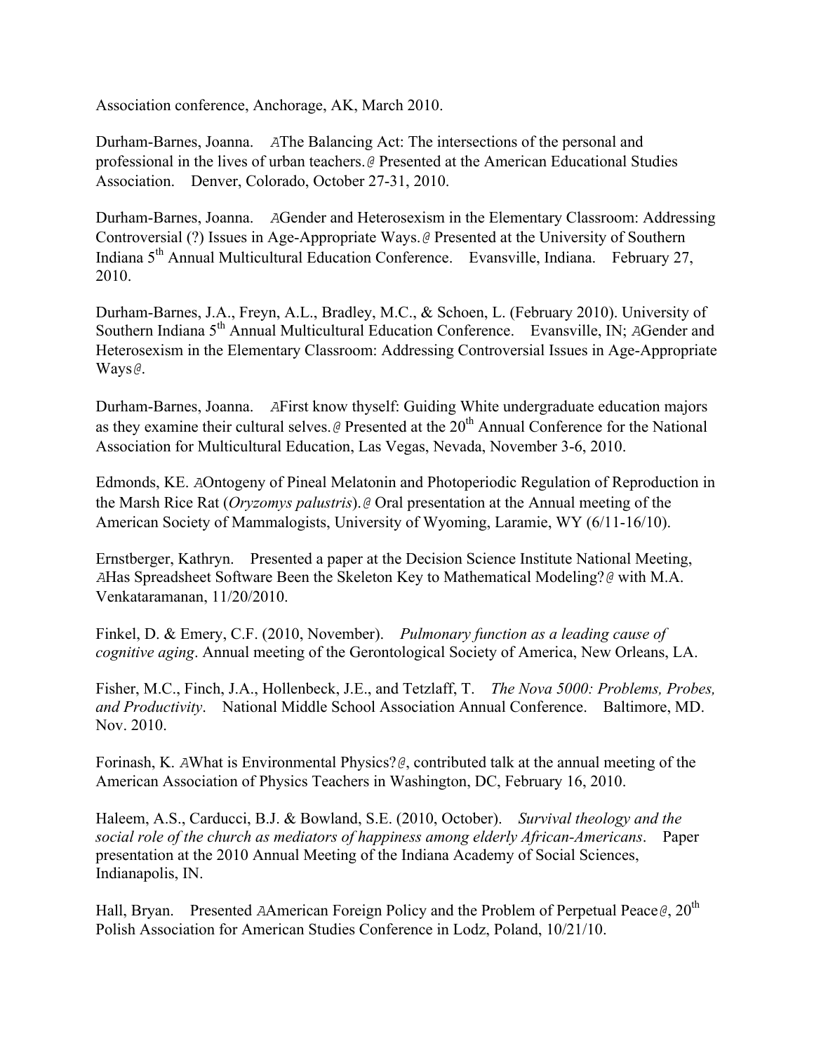Association conference, Anchorage, AK, March 2010.

Durham-Barnes, Joanna. AThe Balancing Act: The intersections of the personal and professional in the lives of urban teachers.@ Presented at the American Educational Studies Association. Denver, Colorado, October 27-31, 2010.

Durham-Barnes, Joanna. AGender and Heterosexism in the Elementary Classroom: Addressing Controversial (?) Issues in Age-Appropriate Ways.@ Presented at the University of Southern Indiana 5th Annual Multicultural Education Conference. Evansville, Indiana. February 27, 2010.

Durham-Barnes, J.A., Freyn, A.L., Bradley, M.C., & Schoen, L. (February 2010). University of Southern Indiana 5th Annual Multicultural Education Conference. Evansville, IN; AGender and Heterosexism in the Elementary Classroom: Addressing Controversial Issues in Age-Appropriate Ways@.

Durham-Barnes, Joanna. AFirst know thyself: Guiding White undergraduate education majors as they examine their cultural selves.@ Presented at the 20th Annual Conference for the National Association for Multicultural Education, Las Vegas, Nevada, November 3-6, 2010.

Edmonds, KE. AOntogeny of Pineal Melatonin and Photoperiodic Regulation of Reproduction in the Marsh Rice Rat (*Oryzomys palustris*).@ Oral presentation at the Annual meeting of the American Society of Mammalogists, University of Wyoming, Laramie, WY (6/11-16/10).

Ernstberger, Kathryn. Presented a paper at the Decision Science Institute National Meeting, AHas Spreadsheet Software Been the Skeleton Key to Mathematical Modeling?@ with M.A. Venkataramanan, 11/20/2010.

Finkel, D. & Emery, C.F. (2010, November). *Pulmonary function as a leading cause of cognitive aging*. Annual meeting of the Gerontological Society of America, New Orleans, LA.

Fisher, M.C., Finch, J.A., Hollenbeck, J.E., and Tetzlaff, T. *The Nova 5000: Problems, Probes, and Productivity*. National Middle School Association Annual Conference. Baltimore, MD. Nov. 2010.

Forinash, K. AWhat is Environmental Physics?@, contributed talk at the annual meeting of the American Association of Physics Teachers in Washington, DC, February 16, 2010.

Haleem, A.S., Carducci, B.J. & Bowland, S.E. (2010, October). *Survival theology and the social role of the church as mediators of happiness among elderly African-Americans*. Paper presentation at the 2010 Annual Meeting of the Indiana Academy of Social Sciences, Indianapolis, IN.

Hall, Bryan. Presented AAmerican Foreign Policy and the Problem of Perpetual Peace@, 20th Polish Association for American Studies Conference in Lodz, Poland, 10/21/10.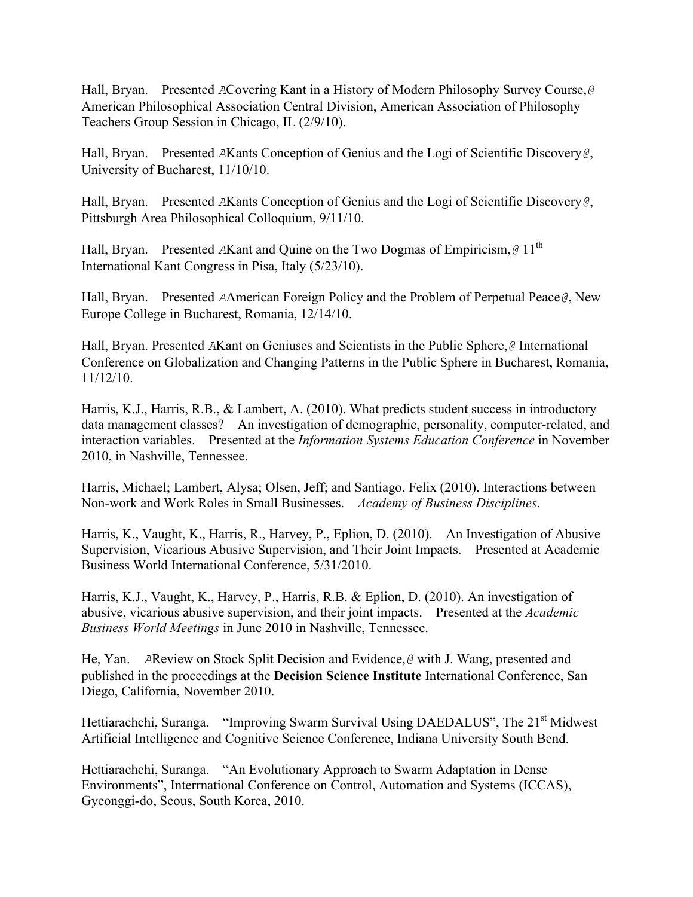Hall, Bryan. Presented ACovering Kant in a History of Modern Philosophy Survey Course,@ American Philosophical Association Central Division, American Association of Philosophy Teachers Group Session in Chicago, IL (2/9/10).

Hall, Bryan. Presented AKants Conception of Genius and the Logi of Scientific Discovery@, University of Bucharest, 11/10/10.

Hall, Bryan. Presented AKants Conception of Genius and the Logi of Scientific Discovery@, Pittsburgh Area Philosophical Colloquium, 9/11/10.

Hall, Bryan. Presented AKant and Quine on the Two Dogmas of Empiricism,@ 11th International Kant Congress in Pisa, Italy (5/23/10).

Hall, Bryan. Presented AAmerican Foreign Policy and the Problem of Perpetual Peace@, New Europe College in Bucharest, Romania, 12/14/10.

Hall, Bryan. Presented AKant on Geniuses and Scientists in the Public Sphere,@ International Conference on Globalization and Changing Patterns in the Public Sphere in Bucharest, Romania, 11/12/10.

Harris, K.J., Harris, R.B., & Lambert, A. (2010). What predicts student success in introductory data management classes? An investigation of demographic, personality, computer-related, and interaction variables. Presented at the *Information Systems Education Conference* in November 2010, in Nashville, Tennessee.

Harris, Michael; Lambert, Alysa; Olsen, Jeff; and Santiago, Felix (2010). Interactions between Non-work and Work Roles in Small Businesses. *Academy of Business Disciplines*.

Harris, K., Vaught, K., Harris, R., Harvey, P., Eplion, D. (2010). An Investigation of Abusive Supervision, Vicarious Abusive Supervision, and Their Joint Impacts. Presented at Academic Business World International Conference, 5/31/2010.

Harris, K.J., Vaught, K., Harvey, P., Harris, R.B. & Eplion, D. (2010). An investigation of abusive, vicarious abusive supervision, and their joint impacts. Presented at the *Academic Business World Meetings* in June 2010 in Nashville, Tennessee.

He, Yan. AReview on Stock Split Decision and Evidence,@ with J. Wang, presented and published in the proceedings at the **Decision Science Institute** International Conference, San Diego, California, November 2010.

Hettiarachchi, Suranga. "Improving Swarm Survival Using DAEDALUS", The 21st Midwest Artificial Intelligence and Cognitive Science Conference, Indiana University South Bend.

Hettiarachchi, Suranga. "An Evolutionary Approach to Swarm Adaptation in Dense Environments", Interrnational Conference on Control, Automation and Systems (ICCAS), Gyeonggi-do, Seous, South Korea, 2010.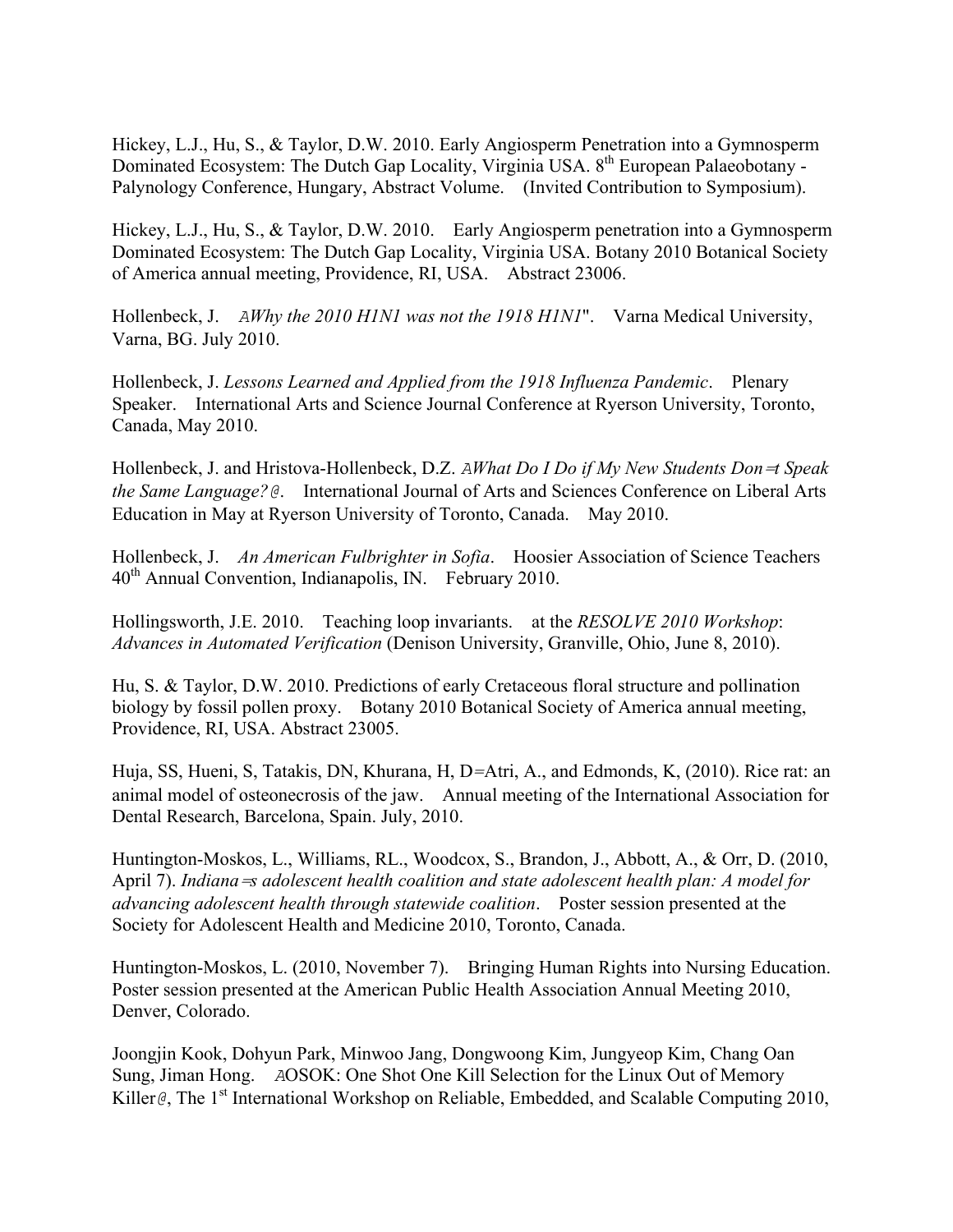Hickey, L.J., Hu, S., & Taylor, D.W. 2010. Early Angiosperm Penetration into a Gymnosperm Dominated Ecosystem: The Dutch Gap Locality, Virginia USA. 8th European Palaeobotany - Palynology Conference, Hungary, Abstract Volume. (Invited Contribution to Symposium).

Hickey, L.J., Hu, S., & Taylor, D.W. 2010. Early Angiosperm penetration into a Gymnosperm Dominated Ecosystem: The Dutch Gap Locality, Virginia USA. Botany 2010 Botanical Society of America annual meeting, Providence, RI, USA. Abstract 23006.

Hollenbeck, J. *AWhy the 2010 H1N1 was not the 1918 H1N1*". Varna Medical University, Varna, BG. July 2010.

Hollenbeck, J. *Lessons Learned and Applied from the 1918 Influenza Pandemic*. Plenary Speaker. International Arts and Science Journal Conference at Ryerson University, Toronto, Canada, May 2010.

Hollenbeck, J. and Hristova-Hollenbeck, D.Z. *AWhat Do I Do if My New Students Don=t Speak the Same Language?@*. International Journal of Arts and Sciences Conference on Liberal Arts Education in May at Ryerson University of Toronto, Canada. May 2010.

Hollenbeck, J. *An American Fulbrighter in Sofia*. Hoosier Association of Science Teachers 40th Annual Convention, Indianapolis, IN. February 2010.

Hollingsworth, J.E. 2010. Teaching loop invariants. at the *RESOLVE 2010 Workshop*: *Advances in Automated Verification* (Denison University, Granville, Ohio, June 8, 2010).

Hu, S. & Taylor, D.W. 2010. Predictions of early Cretaceous floral structure and pollination biology by fossil pollen proxy. Botany 2010 Botanical Society of America annual meeting, Providence, RI, USA. Abstract 23005.

Huja, SS, Hueni, S, Tatakis, DN, Khurana, H, D=Atri, A., and Edmonds, K, (2010). Rice rat: an animal model of osteonecrosis of the jaw. Annual meeting of the International Association for Dental Research, Barcelona, Spain. July, 2010.

Huntington-Moskos, L., Williams, RL., Woodcox, S., Brandon, J., Abbott, A., & Orr, D. (2010, April 7). *Indiana=s adolescent health coalition and state adolescent health plan: A model for advancing adolescent health through statewide coalition*. Poster session presented at the Society for Adolescent Health and Medicine 2010, Toronto, Canada.

Huntington-Moskos, L. (2010, November 7). Bringing Human Rights into Nursing Education. Poster session presented at the American Public Health Association Annual Meeting 2010, Denver, Colorado.

Joongjin Kook, Dohyun Park, Minwoo Jang, Dongwoong Kim, Jungyeop Kim, Chang Oan Sung, Jiman Hong. AOSOK: One Shot One Kill Selection for the Linux Out of Memory Killer@, The 1st International Workshop on Reliable, Embedded, and Scalable Computing 2010,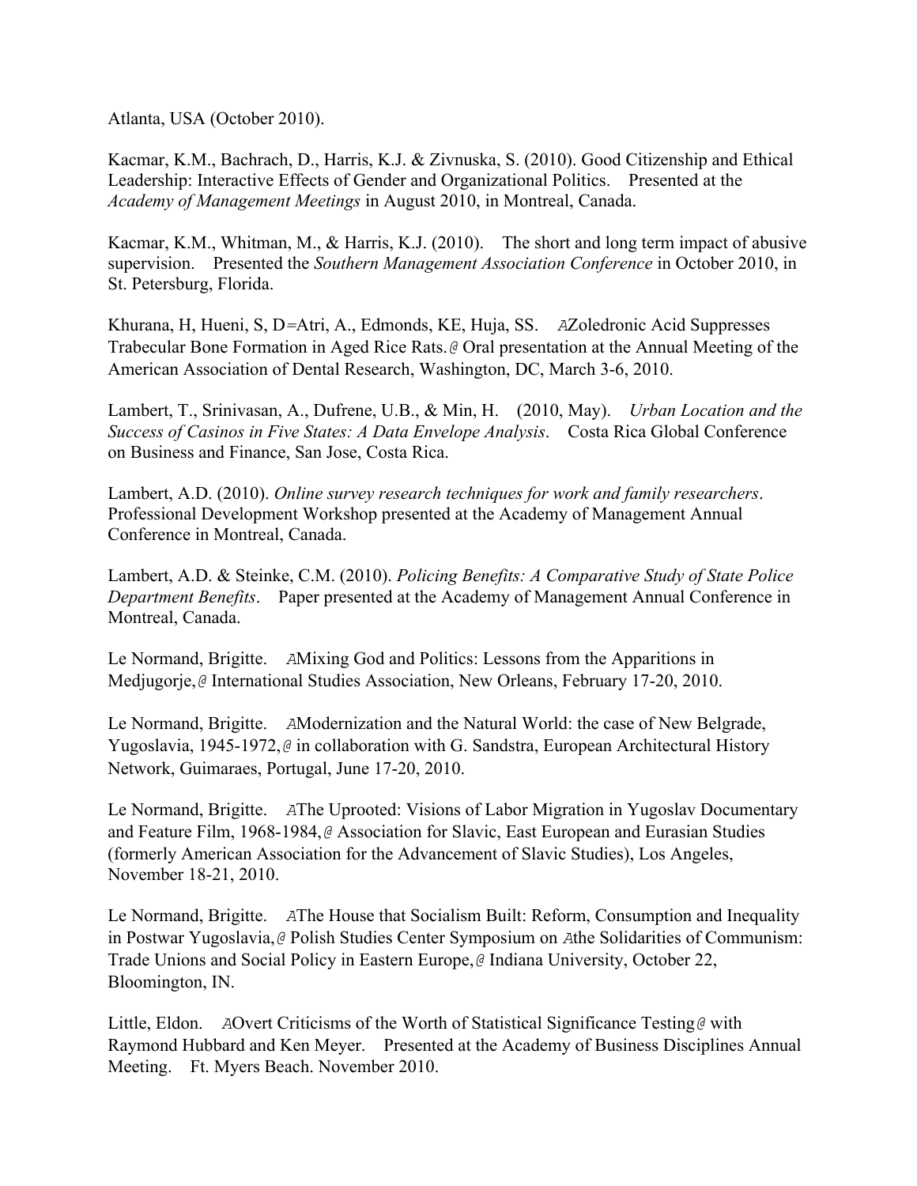Atlanta, USA (October 2010).

Kacmar, K.M., Bachrach, D., Harris, K.J. & Zivnuska, S. (2010). Good Citizenship and Ethical Leadership: Interactive Effects of Gender and Organizational Politics. Presented at the *Academy of Management Meetings* in August 2010, in Montreal, Canada.

Kacmar, K.M., Whitman, M., & Harris, K.J. (2010). The short and long term impact of abusive supervision. Presented the *Southern Management Association Conference* in October 2010, in St. Petersburg, Florida.

Khurana, H, Hueni, S, D=Atri, A., Edmonds, KE, Huja, SS. AZoledronic Acid Suppresses Trabecular Bone Formation in Aged Rice Rats.@ Oral presentation at the Annual Meeting of the American Association of Dental Research, Washington, DC, March 3-6, 2010.

Lambert, T., Srinivasan, A., Dufrene, U.B., & Min, H. (2010, May). *Urban Location and the Success of Casinos in Five States: A Data Envelope Analysis*. Costa Rica Global Conference on Business and Finance, San Jose, Costa Rica.

Lambert, A.D. (2010). *Online survey research techniques for work and family researchers*. Professional Development Workshop presented at the Academy of Management Annual Conference in Montreal, Canada.

Lambert, A.D. & Steinke, C.M. (2010). *Policing Benefits: A Comparative Study of State Police Department Benefits*. Paper presented at the Academy of Management Annual Conference in Montreal, Canada.

Le Normand, Brigitte. AMixing God and Politics: Lessons from the Apparitions in Medjugorje,@ International Studies Association, New Orleans, February 17-20, 2010.

Le Normand, Brigitte. AModernization and the Natural World: the case of New Belgrade, Yugoslavia, 1945-1972,@ in collaboration with G. Sandstra, European Architectural History Network, Guimaraes, Portugal, June 17-20, 2010.

Le Normand, Brigitte. AThe Uprooted: Visions of Labor Migration in Yugoslav Documentary and Feature Film, 1968-1984,@ Association for Slavic, East European and Eurasian Studies (formerly American Association for the Advancement of Slavic Studies), Los Angeles, November 18-21, 2010.

Le Normand, Brigitte. AThe House that Socialism Built: Reform, Consumption and Inequality in Postwar Yugoslavia,@ Polish Studies Center Symposium on Athe Solidarities of Communism: Trade Unions and Social Policy in Eastern Europe,@ Indiana University, October 22, Bloomington, IN.

Little, Eldon. AOvert Criticisms of the Worth of Statistical Significance Testing@ with Raymond Hubbard and Ken Meyer. Presented at the Academy of Business Disciplines Annual Meeting. Ft. Myers Beach. November 2010.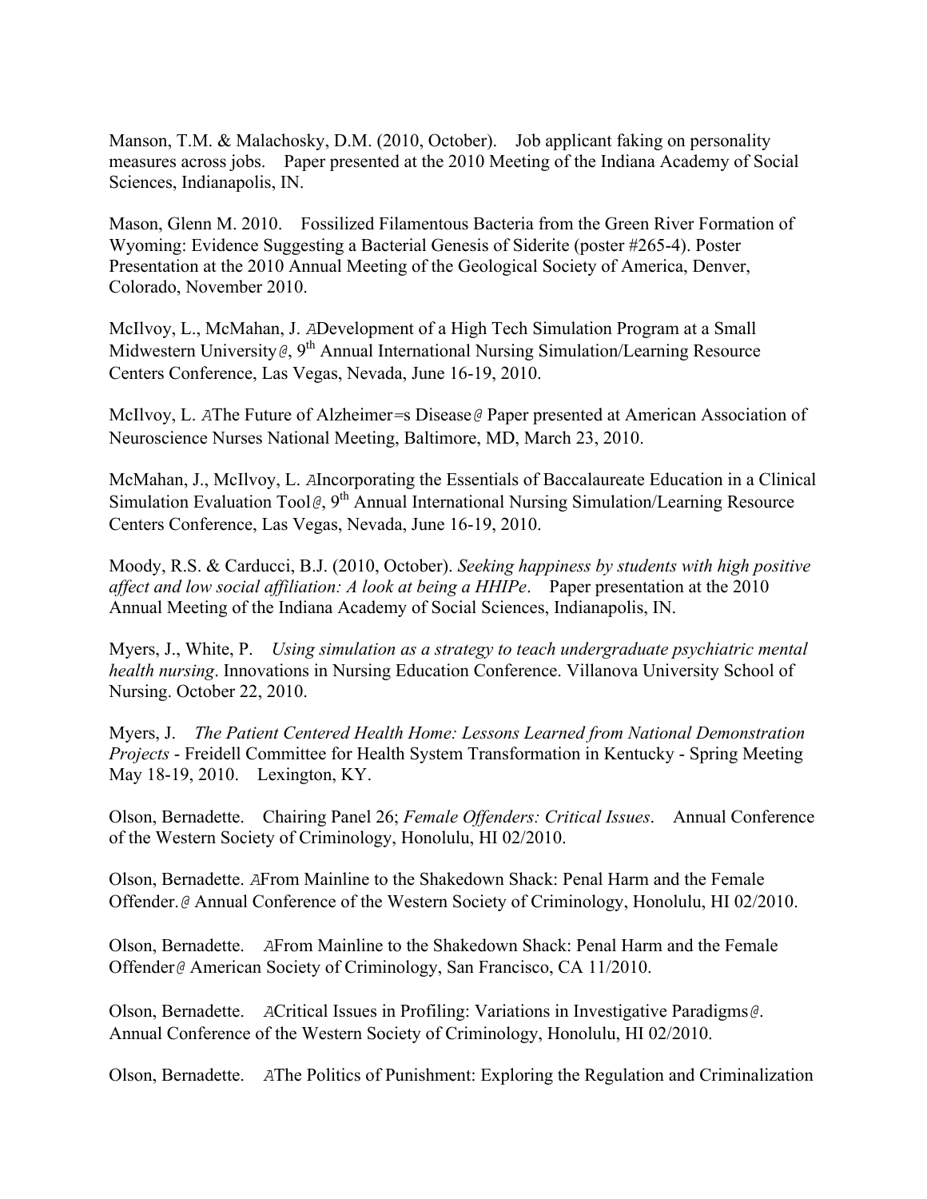Manson, T.M. & Malachosky, D.M. (2010, October). Job applicant faking on personality measures across jobs. Paper presented at the 2010 Meeting of the Indiana Academy of Social Sciences, Indianapolis, IN.

Mason, Glenn M. 2010. Fossilized Filamentous Bacteria from the Green River Formation of Wyoming: Evidence Suggesting a Bacterial Genesis of Siderite (poster #265-4). Poster Presentation at the 2010 Annual Meeting of the Geological Society of America, Denver, Colorado, November 2010.

McIlvoy, L., McMahan, J. ADevelopment of a High Tech Simulation Program at a Small Midwestern University@, 9th Annual International Nursing Simulation/Learning Resource Centers Conference, Las Vegas, Nevada, June 16-19, 2010.

McIlvoy, L. AThe Future of Alzheimer=s Disease@ Paper presented at American Association of Neuroscience Nurses National Meeting, Baltimore, MD, March 23, 2010.

McMahan, J., McIlvoy, L. AIncorporating the Essentials of Baccalaureate Education in a Clinical Simulation Evaluation Tool@, 9th Annual International Nursing Simulation/Learning Resource Centers Conference, Las Vegas, Nevada, June 16-19, 2010.

Moody, R.S. & Carducci, B.J. (2010, October). *Seeking happiness by students with high positive affect and low social affiliation: A look at being a HHIPe*. Paper presentation at the 2010 Annual Meeting of the Indiana Academy of Social Sciences, Indianapolis, IN.

Myers, J., White, P. *Using simulation as a strategy to teach undergraduate psychiatric mental health nursing*. Innovations in Nursing Education Conference. Villanova University School of Nursing. October 22, 2010.

Myers, J. *The Patient Centered Health Home: Lessons Learned from National Demonstration Projects* - Freidell Committee for Health System Transformation in Kentucky - Spring Meeting May 18-19, 2010. Lexington, KY.

Olson, Bernadette. Chairing Panel 26; *Female Offenders: Critical Issues*. Annual Conference of the Western Society of Criminology, Honolulu, HI 02/2010.

Olson, Bernadette. AFrom Mainline to the Shakedown Shack: Penal Harm and the Female Offender.@ Annual Conference of the Western Society of Criminology, Honolulu, HI 02/2010.

Olson, Bernadette. AFrom Mainline to the Shakedown Shack: Penal Harm and the Female Offender@ American Society of Criminology, San Francisco, CA 11/2010.

Olson, Bernadette. ACritical Issues in Profiling: Variations in Investigative Paradigms@. Annual Conference of the Western Society of Criminology, Honolulu, HI 02/2010.

Olson, Bernadette. AThe Politics of Punishment: Exploring the Regulation and Criminalization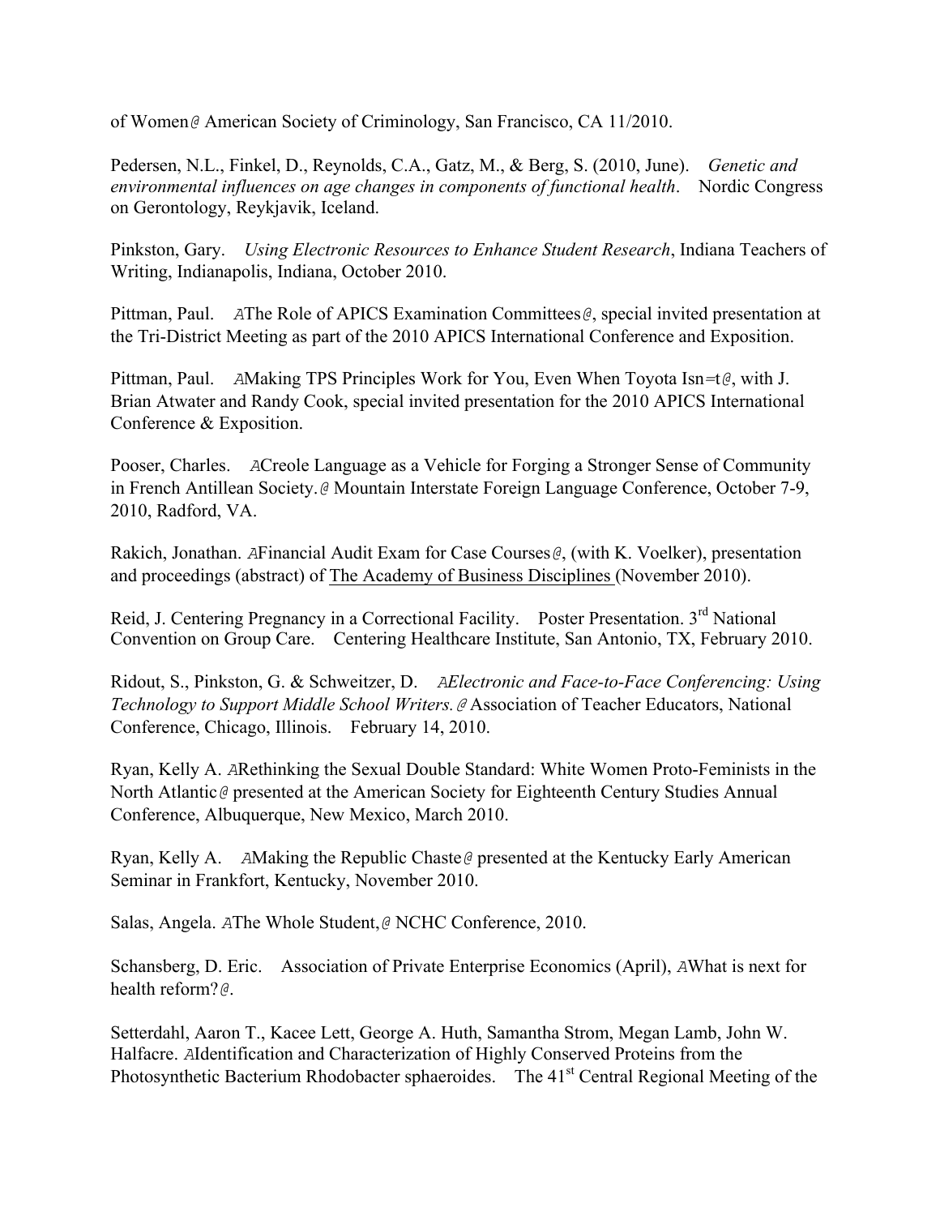of Women@ American Society of Criminology, San Francisco, CA 11/2010.

Pedersen, N.L., Finkel, D., Reynolds, C.A., Gatz, M., & Berg, S. (2010, June). *Genetic and environmental influences on age changes in components of functional health*. Nordic Congress on Gerontology, Reykjavik, Iceland.

Pinkston, Gary. *Using Electronic Resources to Enhance Student Research*, Indiana Teachers of Writing, Indianapolis, Indiana, October 2010.

Pittman, Paul. AThe Role of APICS Examination Committees@, special invited presentation at the Tri-District Meeting as part of the 2010 APICS International Conference and Exposition.

Pittman, Paul. AMaking TPS Principles Work for You, Even When Toyota Isn=t@, with J. Brian Atwater and Randy Cook, special invited presentation for the 2010 APICS International Conference & Exposition.

Pooser, Charles. ACreole Language as a Vehicle for Forging a Stronger Sense of Community in French Antillean Society.@ Mountain Interstate Foreign Language Conference, October 7-9, 2010, Radford, VA.

Rakich, Jonathan. AFinancial Audit Exam for Case Courses@, (with K. Voelker), presentation and proceedings (abstract) of The Academy of Business Disciplines (November 2010).

Reid, J. Centering Pregnancy in a Correctional Facility. Poster Presentation. 3rd National Convention on Group Care. Centering Healthcare Institute, San Antonio, TX, February 2010.

Ridout, S., Pinkston, G. & Schweitzer, D. *AElectronic and Face-to-Face Conferencing: Using Technology to Support Middle School Writers.@* Association of Teacher Educators, National Conference, Chicago, Illinois. February 14, 2010.

Ryan, Kelly A. ARethinking the Sexual Double Standard: White Women Proto-Feminists in the North Atlantic@ presented at the American Society for Eighteenth Century Studies Annual Conference, Albuquerque, New Mexico, March 2010.

Ryan, Kelly A. AMaking the Republic Chaste@ presented at the Kentucky Early American Seminar in Frankfort, Kentucky, November 2010.

Salas, Angela. AThe Whole Student,@ NCHC Conference, 2010.

Schansberg, D. Eric. Association of Private Enterprise Economics (April), AWhat is next for health reform?@.

Setterdahl, Aaron T., Kacee Lett, George A. Huth, Samantha Strom, Megan Lamb, John W. Halfacre. AIdentification and Characterization of Highly Conserved Proteins from the Photosynthetic Bacterium Rhodobacter sphaeroides. The 41st Central Regional Meeting of the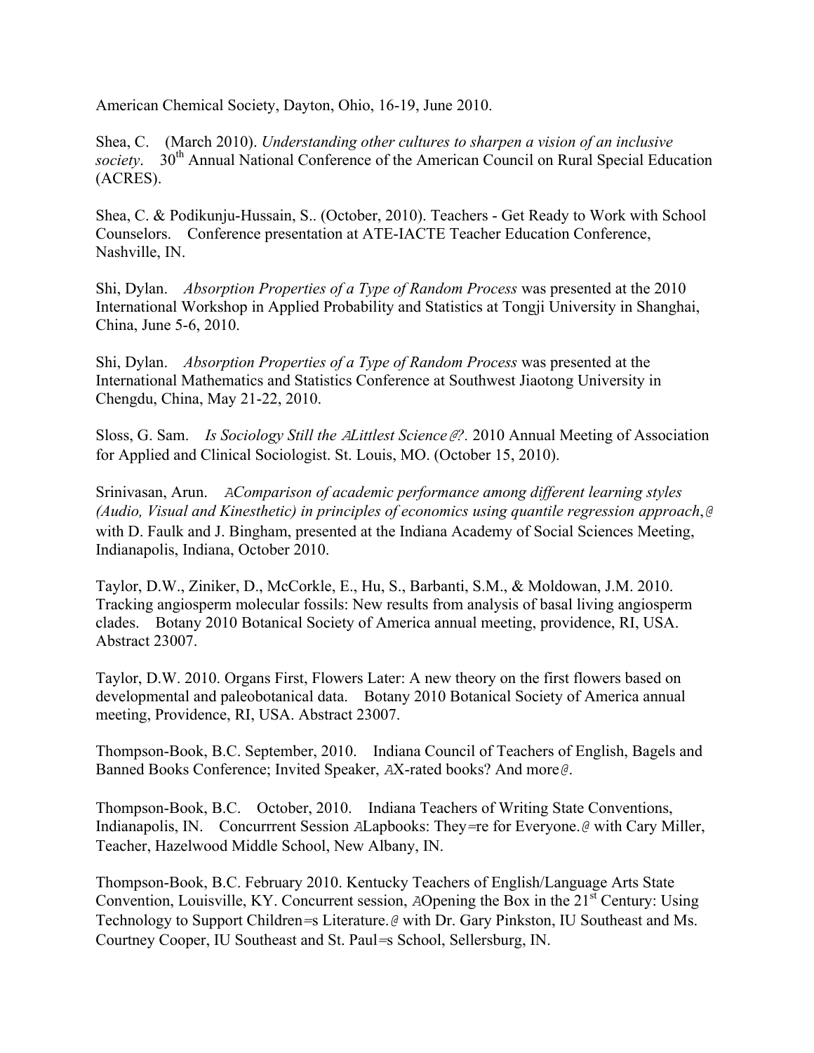American Chemical Society, Dayton, Ohio, 16-19, June 2010.

Shea, C. (March 2010). *Understanding other cultures to sharpen a vision of an inclusive society*. 30th Annual National Conference of the American Council on Rural Special Education (ACRES).

Shea, C. & Podikunju-Hussain, S.. (October, 2010). Teachers - Get Ready to Work with School Counselors. Conference presentation at ATE-IACTE Teacher Education Conference, Nashville, IN.

Shi, Dylan. *Absorption Properties of a Type of Random Process* was presented at the 2010 International Workshop in Applied Probability and Statistics at Tongji University in Shanghai, China, June 5-6, 2010.

Shi, Dylan. *Absorption Properties of a Type of Random Process* was presented at the International Mathematics and Statistics Conference at Southwest Jiaotong University in Chengdu, China, May 21-22, 2010.

Sloss, G. Sam. *Is Sociology Still the ALittlest Science@?*. 2010 Annual Meeting of Association for Applied and Clinical Sociologist. St. Louis, MO. (October 15, 2010).

Srinivasan, Arun. *AComparison of academic performance among different learning styles (Audio, Visual and Kinesthetic) in principles of economics using quantile regression approach,@* with D. Faulk and J. Bingham, presented at the Indiana Academy of Social Sciences Meeting, Indianapolis, Indiana, October 2010.

Taylor, D.W., Ziniker, D., McCorkle, E., Hu, S., Barbanti, S.M., & Moldowan, J.M. 2010. Tracking angiosperm molecular fossils: New results from analysis of basal living angiosperm clades. Botany 2010 Botanical Society of America annual meeting, providence, RI, USA. Abstract 23007.

Taylor, D.W. 2010. Organs First, Flowers Later: A new theory on the first flowers based on developmental and paleobotanical data. Botany 2010 Botanical Society of America annual meeting, Providence, RI, USA. Abstract 23007.

Thompson-Book, B.C. September, 2010. Indiana Council of Teachers of English, Bagels and Banned Books Conference; Invited Speaker, AX-rated books? And more@.

Thompson-Book, B.C. October, 2010. Indiana Teachers of Writing State Conventions, Indianapolis, IN. Concurrrent Session ALapbooks: They=re for Everyone.@ with Cary Miller, Teacher, Hazelwood Middle School, New Albany, IN.

Thompson-Book, B.C. February 2010. Kentucky Teachers of English/Language Arts State Convention, Louisville, KY. Concurrent session, AOpening the Box in the 21st Century: Using Technology to Support Children=s Literature.@ with Dr. Gary Pinkston, IU Southeast and Ms. Courtney Cooper, IU Southeast and St. Paul=s School, Sellersburg, IN.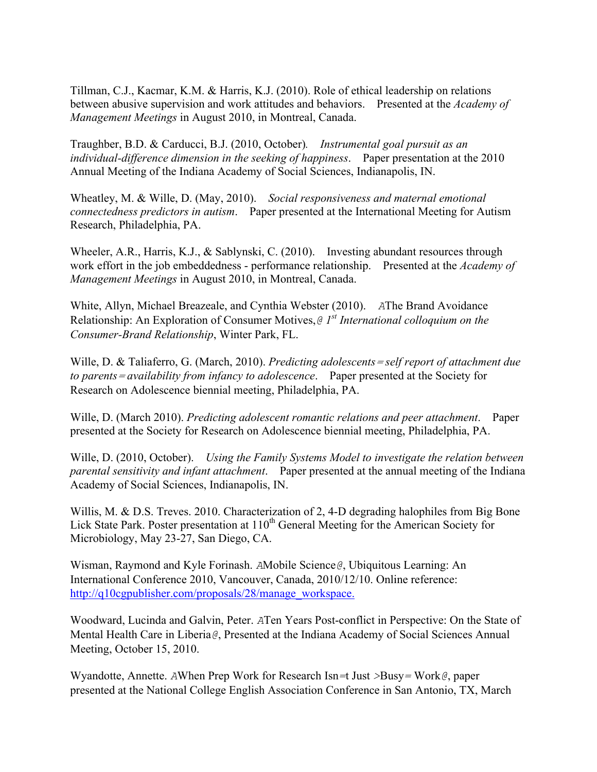Tillman, C.J., Kacmar, K.M. & Harris, K.J. (2010). Role of ethical leadership on relations between abusive supervision and work attitudes and behaviors. Presented at the *Academy of Management Meetings* in August 2010, in Montreal, Canada.

Traughber, B.D. & Carducci, B.J. (2010, October). *Instrumental goal pursuit as an individual-difference dimension in the seeking of happiness*. Paper presentation at the 2010 Annual Meeting of the Indiana Academy of Social Sciences, Indianapolis, IN.

Wheatley, M. & Wille, D. (May, 2010). *Social responsiveness and maternal emotional connectedness predictors in autism*. Paper presented at the International Meeting for Autism Research, Philadelphia, PA.

Wheeler, A.R., Harris, K.J., & Sablynski, C. (2010). Investing abundant resources through work effort in the job embeddedness - performance relationship. Presented at the *Academy of Management Meetings* in August 2010, in Montreal, Canada.

White, Allyn, Michael Breazeale, and Cynthia Webster (2010). AThe Brand Avoidance Relationship: An Exploration of Consumer Motives,@ *1st International colloquium on the Consumer-Brand Relationship*, Winter Park, FL.

Wille, D. & Taliaferro, G. (March, 2010). *Predicting adolescents=self report of attachment due to parents=availability from infancy to adolescence*. Paper presented at the Society for Research on Adolescence biennial meeting, Philadelphia, PA.

Wille, D. (March 2010). *Predicting adolescent romantic relations and peer attachment*. Paper presented at the Society for Research on Adolescence biennial meeting, Philadelphia, PA.

Wille, D. (2010, October). *Using the Family Systems Model to investigate the relation between parental sensitivity and infant attachment*. Paper presented at the annual meeting of the Indiana Academy of Social Sciences, Indianapolis, IN.

Willis, M. & D.S. Treves. 2010. Characterization of 2, 4-D degrading halophiles from Big Bone Lick State Park. Poster presentation at 110th General Meeting for the American Society for Microbiology, May 23-27, San Diego, CA.

Wisman, Raymond and Kyle Forinash. AMobile Science@, Ubiquitous Learning: An International Conference 2010, Vancouver, Canada, 2010/12/10. Online reference: http://q10cgpublisher.com/proposals/28/manage_workspace.

Woodward, Lucinda and Galvin, Peter. ATen Years Post-conflict in Perspective: On the State of Mental Health Care in Liberia@, Presented at the Indiana Academy of Social Sciences Annual Meeting, October 15, 2010.

Wyandotte, Annette. AWhen Prep Work for Research Isn=t Just >Busy= Work@, paper presented at the National College English Association Conference in San Antonio, TX, March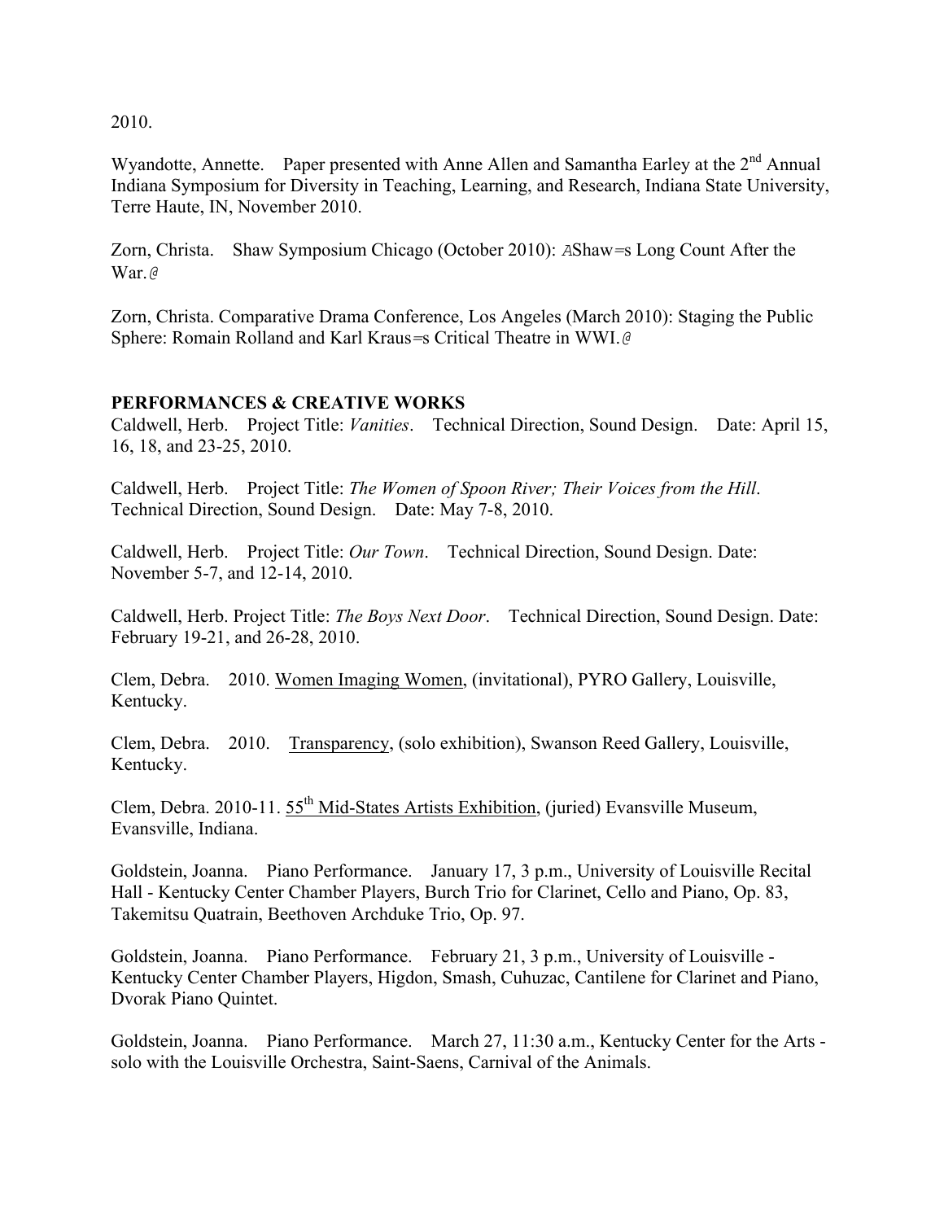2010.

Wyandotte, Annette.  Paper presented with Anne Allen and Samantha Earley at the 2nd Annual Indiana Symposium for Diversity in Teaching, Learning, and Research, Indiana State University, Terre Haute, IN, November 2010.

Zorn, Christa.  Shaw Symposium Chicago (October 2010): AShaw=s Long Count After the War.@

Zorn, Christa. Comparative Drama Conference, Los Angeles (March 2010): Staging the Public Sphere: Romain Rolland and Karl Kraus=s Critical Theatre in WWI.@

**PERFORMANCES & CREATIVE WORKS**

Caldwell, Herb.  Project Title: *Vanities*.  Technical Direction, Sound Design.  Date: April 15, 16, 18, and 23-25, 2010.

Caldwell, Herb.  Project Title: *The Women of Spoon River; Their Voices from the Hill*. Technical Direction, Sound Design.  Date: May 7-8, 2010.

Caldwell, Herb.  Project Title: *Our Town*.  Technical Direction, Sound Design. Date: November 5-7, and 12-14, 2010.

Caldwell, Herb. Project Title: *The Boys Next Door*.  Technical Direction, Sound Design. Date: February 19-21, and 26-28, 2010.

Clem, Debra.  2010. Women Imaging Women, (invitational), PYRO Gallery, Louisville, Kentucky.

Clem, Debra.  2010.  Transparency, (solo exhibition), Swanson Reed Gallery, Louisville, Kentucky.

Clem, Debra. 2010-11. 55th Mid-States Artists Exhibition, (juried) Evansville Museum, Evansville, Indiana.

Goldstein, Joanna.  Piano Performance.  January 17, 3 p.m., University of Louisville Recital Hall - Kentucky Center Chamber Players, Burch Trio for Clarinet, Cello and Piano, Op. 83, Takemitsu Quatrain, Beethoven Archduke Trio, Op. 97.

Goldstein, Joanna.  Piano Performance.  February 21, 3 p.m., University of Louisville - Kentucky Center Chamber Players, Higdon, Smash, Cuhuzac, Cantilene for Clarinet and Piano, Dvorak Piano Quintet.

Goldstein, Joanna.  Piano Performance.  March 27, 11:30 a.m., Kentucky Center for the Arts - solo with the Louisville Orchestra, Saint-Saens, Carnival of the Animals.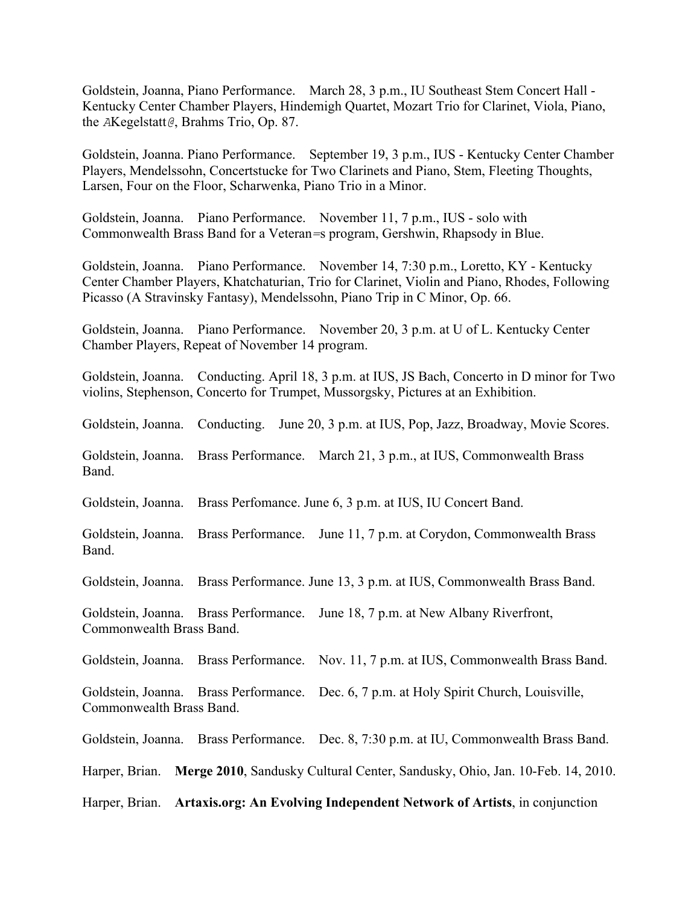Goldstein, Joanna, Piano Performance. March 28, 3 p.m., IU Southeast Stem Concert Hall - Kentucky Center Chamber Players, Hindemigh Quartet, Mozart Trio for Clarinet, Viola, Piano, the ΑKegelstatt@, Brahms Trio, Op. 87.

Goldstein, Joanna. Piano Performance. September 19, 3 p.m., IUS - Kentucky Center Chamber Players, Mendelssohn, Concertstucke for Two Clarinets and Piano, Stem, Fleeting Thoughts, Larsen, Four on the Floor, Scharwenka, Piano Trio in a Minor.

Goldstein, Joanna. Piano Performance. November 11, 7 p.m., IUS - solo with Commonwealth Brass Band for a Veteran=s program, Gershwin, Rhapsody in Blue.

Goldstein, Joanna. Piano Performance. November 14, 7:30 p.m., Loretto, KY - Kentucky Center Chamber Players, Khatchaturian, Trio for Clarinet, Violin and Piano, Rhodes, Following Picasso (A Stravinsky Fantasy), Mendelssohn, Piano Trip in C Minor, Op. 66.

Goldstein, Joanna. Piano Performance. November 20, 3 p.m. at U of L. Kentucky Center Chamber Players, Repeat of November 14 program.

Goldstein, Joanna. Conducting. April 18, 3 p.m. at IUS, JS Bach, Concerto in D minor for Two violins, Stephenson, Concerto for Trumpet, Mussorgsky, Pictures at an Exhibition.

Goldstein, Joanna. Conducting. June 20, 3 p.m. at IUS, Pop, Jazz, Broadway, Movie Scores.

Goldstein, Joanna. Brass Performance. March 21, 3 p.m., at IUS, Commonwealth Brass Band.

Goldstein, Joanna. Brass Perfomance. June 6, 3 p.m. at IUS, IU Concert Band.

Goldstein, Joanna. Brass Performance. June 11, 7 p.m. at Corydon, Commonwealth Brass Band.

Goldstein, Joanna. Brass Performance. June 13, 3 p.m. at IUS, Commonwealth Brass Band.

Goldstein, Joanna. Brass Performance. June 18, 7 p.m. at New Albany Riverfront, Commonwealth Brass Band.

Goldstein, Joanna. Brass Performance. Nov. 11, 7 p.m. at IUS, Commonwealth Brass Band.

Goldstein, Joanna. Brass Performance. Dec. 6, 7 p.m. at Holy Spirit Church, Louisville, Commonwealth Brass Band.

Goldstein, Joanna. Brass Performance. Dec. 8, 7:30 p.m. at IU, Commonwealth Brass Band.

Harper, Brian. **Merge 2010**, Sandusky Cultural Center, Sandusky, Ohio, Jan. 10-Feb. 14, 2010.

Harper, Brian. **Artaxis.org: An Evolving Independent Network of Artists**, in conjunction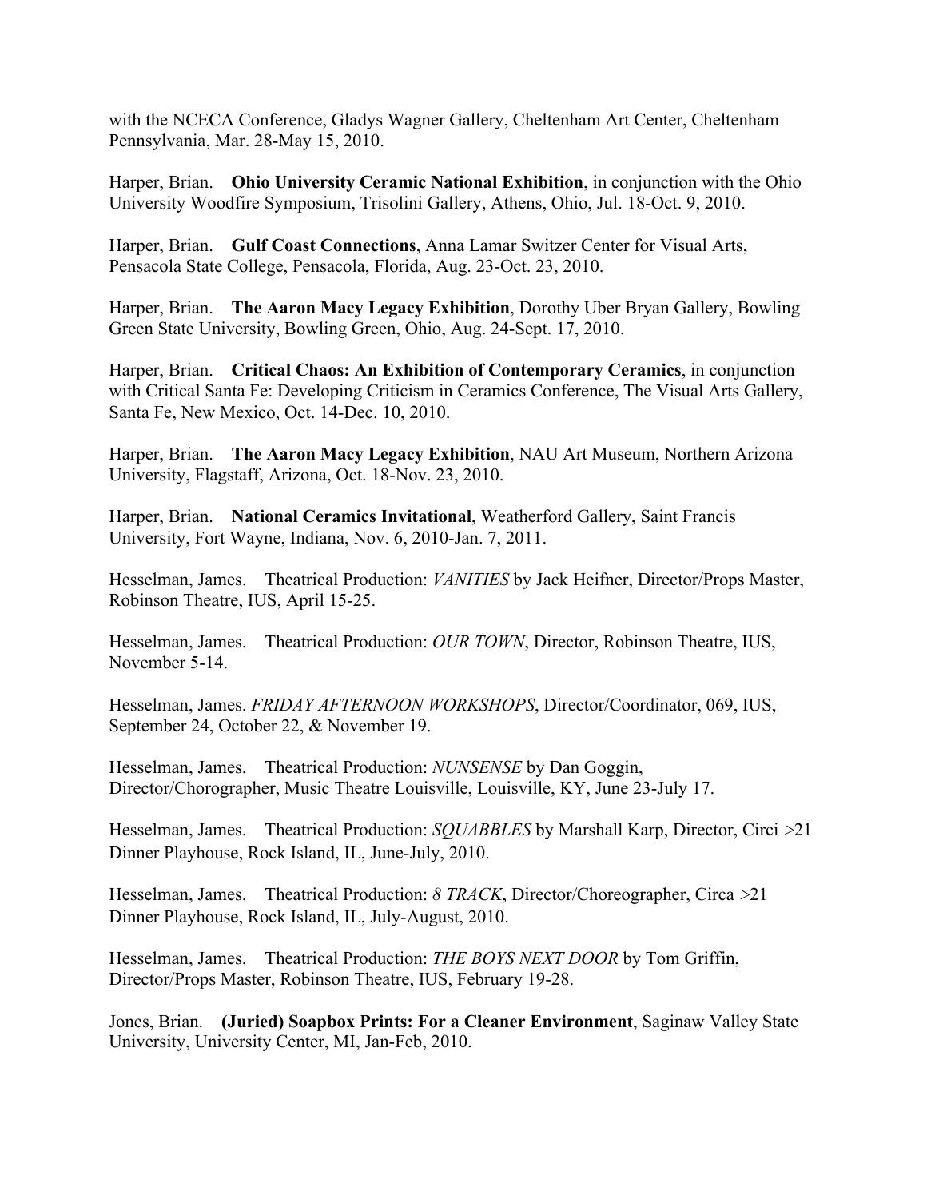with the NCECA Conference, Gladys Wagner Gallery, Cheltenham Art Center, Cheltenham Pennsylvania, Mar. 28-May 15, 2010.

Harper, Brian. **Ohio University Ceramic National Exhibition**, in conjunction with the Ohio University Woodfire Symposium, Trisolini Gallery, Athens, Ohio, Jul. 18-Oct. 9, 2010.

Harper, Brian. **Gulf Coast Connections**, Anna Lamar Switzer Center for Visual Arts, Pensacola State College, Pensacola, Florida, Aug. 23-Oct. 23, 2010.

Harper, Brian. **The Aaron Macy Legacy Exhibition**, Dorothy Uber Bryan Gallery, Bowling Green State University, Bowling Green, Ohio, Aug. 24-Sept. 17, 2010.

Harper, Brian. **Critical Chaos: An Exhibition of Contemporary Ceramics**, in conjunction with Critical Santa Fe: Developing Criticism in Ceramics Conference, The Visual Arts Gallery, Santa Fe, New Mexico, Oct. 14-Dec. 10, 2010.

Harper, Brian. **The Aaron Macy Legacy Exhibition**, NAU Art Museum, Northern Arizona University, Flagstaff, Arizona, Oct. 18-Nov. 23, 2010.

Harper, Brian. **National Ceramics Invitational**, Weatherford Gallery, Saint Francis University, Fort Wayne, Indiana, Nov. 6, 2010-Jan. 7, 2011.

Hesselman, James. Theatrical Production: *VANITIES* by Jack Heifner, Director/Props Master, Robinson Theatre, IUS, April 15-25.

Hesselman, James. Theatrical Production: *OUR TOWN*, Director, Robinson Theatre, IUS, November 5-14.

Hesselman, James. *FRIDAY AFTERNOON WORKSHOPS*, Director/Coordinator, 069, IUS, September 24, October 22, & November 19.

Hesselman, James. Theatrical Production: *NUNSENSE* by Dan Goggin, Director/Chorographer, Music Theatre Louisville, Louisville, KY, June 23-July 17.

Hesselman, James. Theatrical Production: *SQUABBLES* by Marshall Karp, Director, Circi >21 Dinner Playhouse, Rock Island, IL, June-July, 2010.

Hesselman, James. Theatrical Production: *8 TRACK*, Director/Choreographer, Circa >21 Dinner Playhouse, Rock Island, IL, July-August, 2010.

Hesselman, James. Theatrical Production: *THE BOYS NEXT DOOR* by Tom Griffin, Director/Props Master, Robinson Theatre, IUS, February 19-28.

Jones, Brian. **(Juried) Soapbox Prints: For a Cleaner Environment**, Saginaw Valley State University, University Center, MI, Jan-Feb, 2010.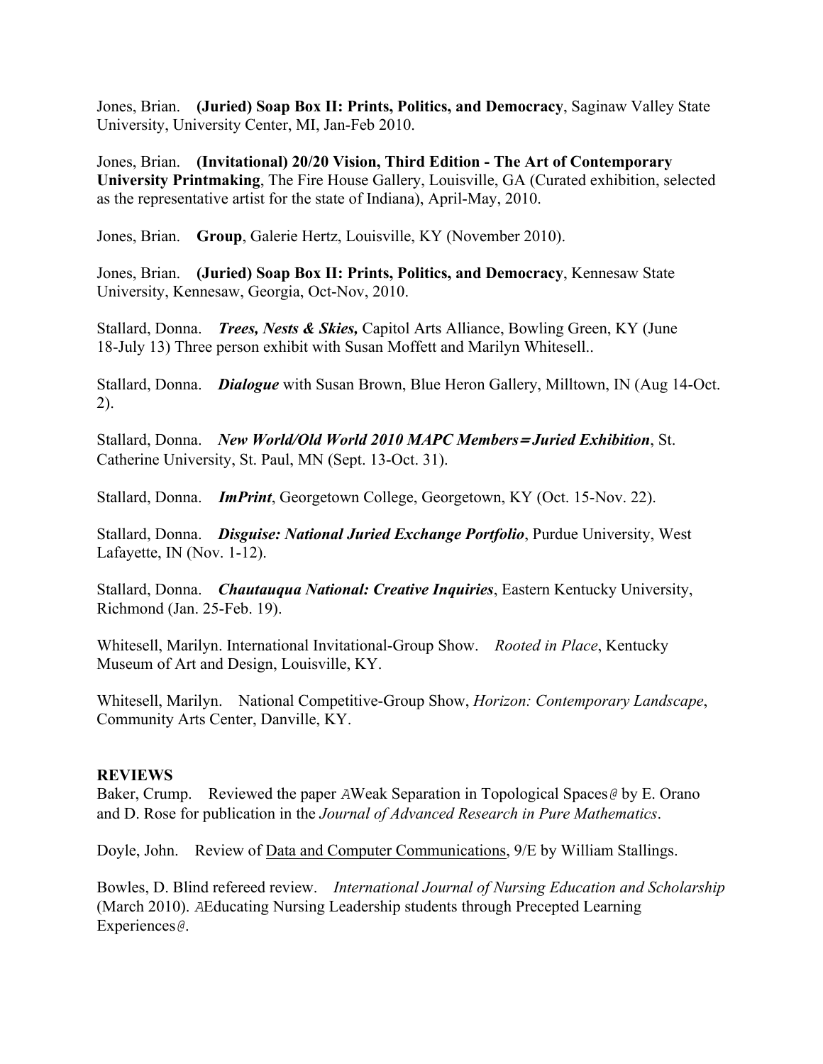Jones, Brian. **(Juried) Soap Box II: Prints, Politics, and Democracy**, Saginaw Valley State University, University Center, MI, Jan-Feb 2010.

Jones, Brian. **(Invitational) 20/20 Vision, Third Edition - The Art of Contemporary University Printmaking**, The Fire House Gallery, Louisville, GA (Curated exhibition, selected as the representative artist for the state of Indiana), April-May, 2010.

Jones, Brian. **Group**, Galerie Hertz, Louisville, KY (November 2010).

Jones, Brian. **(Juried) Soap Box II: Prints, Politics, and Democracy**, Kennesaw State University, Kennesaw, Georgia, Oct-Nov, 2010.

Stallard, Donna. ***Trees, Nests & Skies,*** Capitol Arts Alliance, Bowling Green, KY (June 18-July 13) Three person exhibit with Susan Moffett and Marilyn Whitesell..

Stallard, Donna. ***Dialogue*** with Susan Brown, Blue Heron Gallery, Milltown, IN (Aug 14-Oct. 2).

Stallard, Donna. ***New World/Old World 2010 MAPC Members= Juried Exhibition***, St. Catherine University, St. Paul, MN (Sept. 13-Oct. 31).

Stallard, Donna. ***ImPrint***, Georgetown College, Georgetown, KY (Oct. 15-Nov. 22).

Stallard, Donna. ***Disguise: National Juried Exchange Portfolio***, Purdue University, West Lafayette, IN (Nov. 1-12).

Stallard, Donna. ***Chautauqua National: Creative Inquiries***, Eastern Kentucky University, Richmond (Jan. 25-Feb. 19).

Whitesell, Marilyn. International Invitational-Group Show. *Rooted in Place*, Kentucky Museum of Art and Design, Louisville, KY.

Whitesell, Marilyn. National Competitive-Group Show, *Horizon: Contemporary Landscape*, Community Arts Center, Danville, KY.

**REVIEWS**

Baker, Crump. Reviewed the paper AWeak Separation in Topological Spaces@ by E. Orano and D. Rose for publication in the *Journal of Advanced Research in Pure Mathematics*.

Doyle, John. Review of Data and Computer Communications, 9/E by William Stallings.

Bowles, D. Blind refereed review. *International Journal of Nursing Education and Scholarship* (March 2010). AEducating Nursing Leadership students through Precepted Learning Experiences@.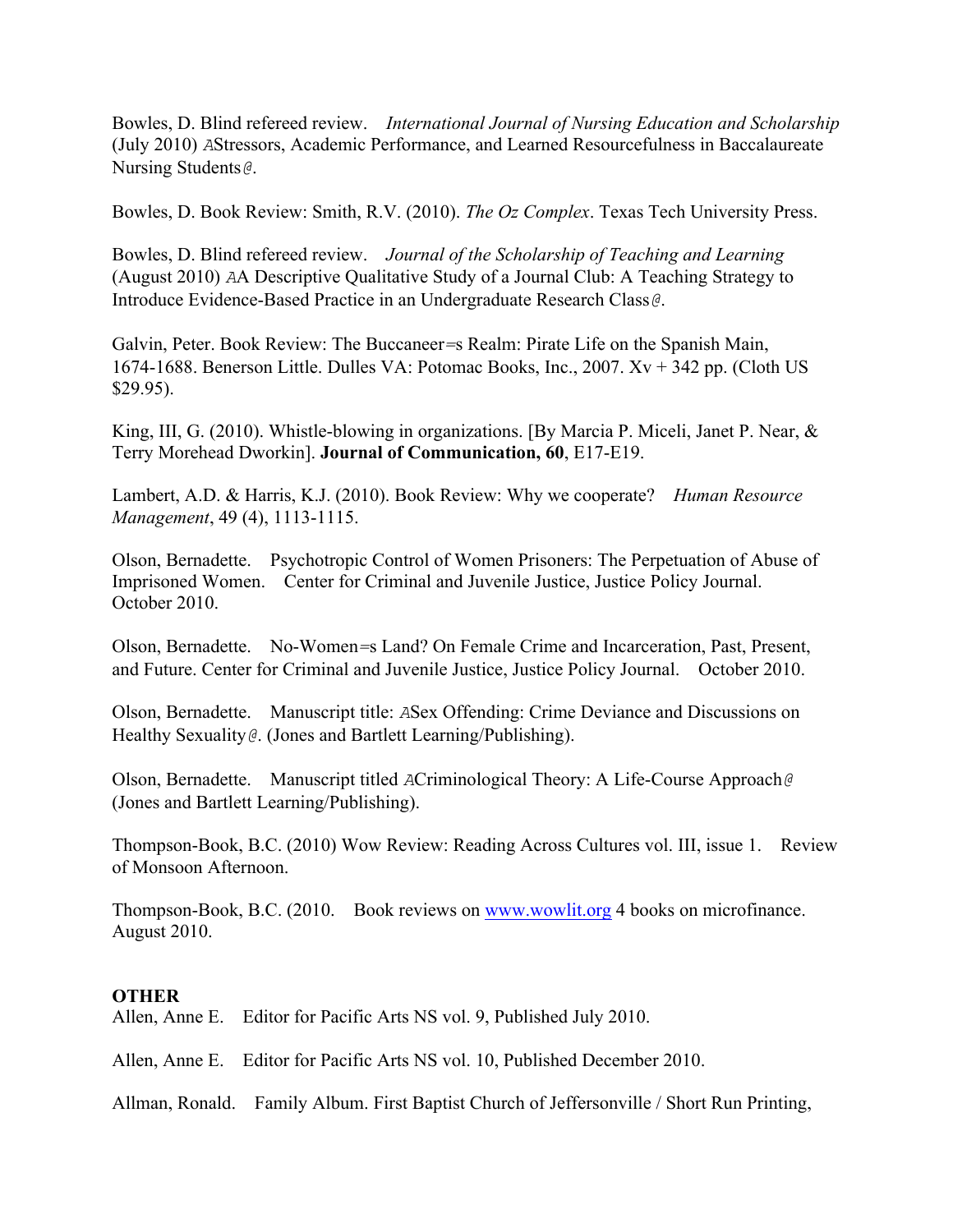Bowles, D. Blind refereed review. *International Journal of Nursing Education and Scholarship* (July 2010) AStressors, Academic Performance, and Learned Resourcefulness in Baccalaureate Nursing Students@.

Bowles, D. Book Review: Smith, R.V. (2010). *The Oz Complex*. Texas Tech University Press.

Bowles, D. Blind refereed review. *Journal of the Scholarship of Teaching and Learning* (August 2010) AA Descriptive Qualitative Study of a Journal Club: A Teaching Strategy to Introduce Evidence-Based Practice in an Undergraduate Research Class@.

Galvin, Peter. Book Review: The Buccaneer=s Realm: Pirate Life on the Spanish Main, 1674-1688. Benerson Little. Dulles VA: Potomac Books, Inc., 2007. Xv + 342 pp. (Cloth US $29.95).

King, III, G. (2010). Whistle-blowing in organizations. [By Marcia P. Miceli, Janet P. Near, & Terry Morehead Dworkin]. **Journal of Communication, 60**, E17-E19.

Lambert, A.D. & Harris, K.J. (2010). Book Review: Why we cooperate? *Human Resource Management*, 49 (4), 1113-1115.

Olson, Bernadette. Psychotropic Control of Women Prisoners: The Perpetuation of Abuse of Imprisoned Women. Center for Criminal and Juvenile Justice, Justice Policy Journal. October 2010.

Olson, Bernadette. No-Women=s Land? On Female Crime and Incarceration, Past, Present, and Future. Center for Criminal and Juvenile Justice, Justice Policy Journal. October 2010.

Olson, Bernadette. Manuscript title: ASex Offending: Crime Deviance and Discussions on Healthy Sexuality@. (Jones and Bartlett Learning/Publishing).

Olson, Bernadette. Manuscript titled ACriminological Theory: A Life-Course Approach@ (Jones and Bartlett Learning/Publishing).

Thompson-Book, B.C. (2010) Wow Review: Reading Across Cultures vol. III, issue 1. Review of Monsoon Afternoon.

Thompson-Book, B.C. (2010. Book reviews on www.wowlit.org 4 books on microfinance. August 2010.

**OTHER**

Allen, Anne E. Editor for Pacific Arts NS vol. 9, Published July 2010.

Allen, Anne E. Editor for Pacific Arts NS vol. 10, Published December 2010.

Allman, Ronald. Family Album. First Baptist Church of Jeffersonville / Short Run Printing,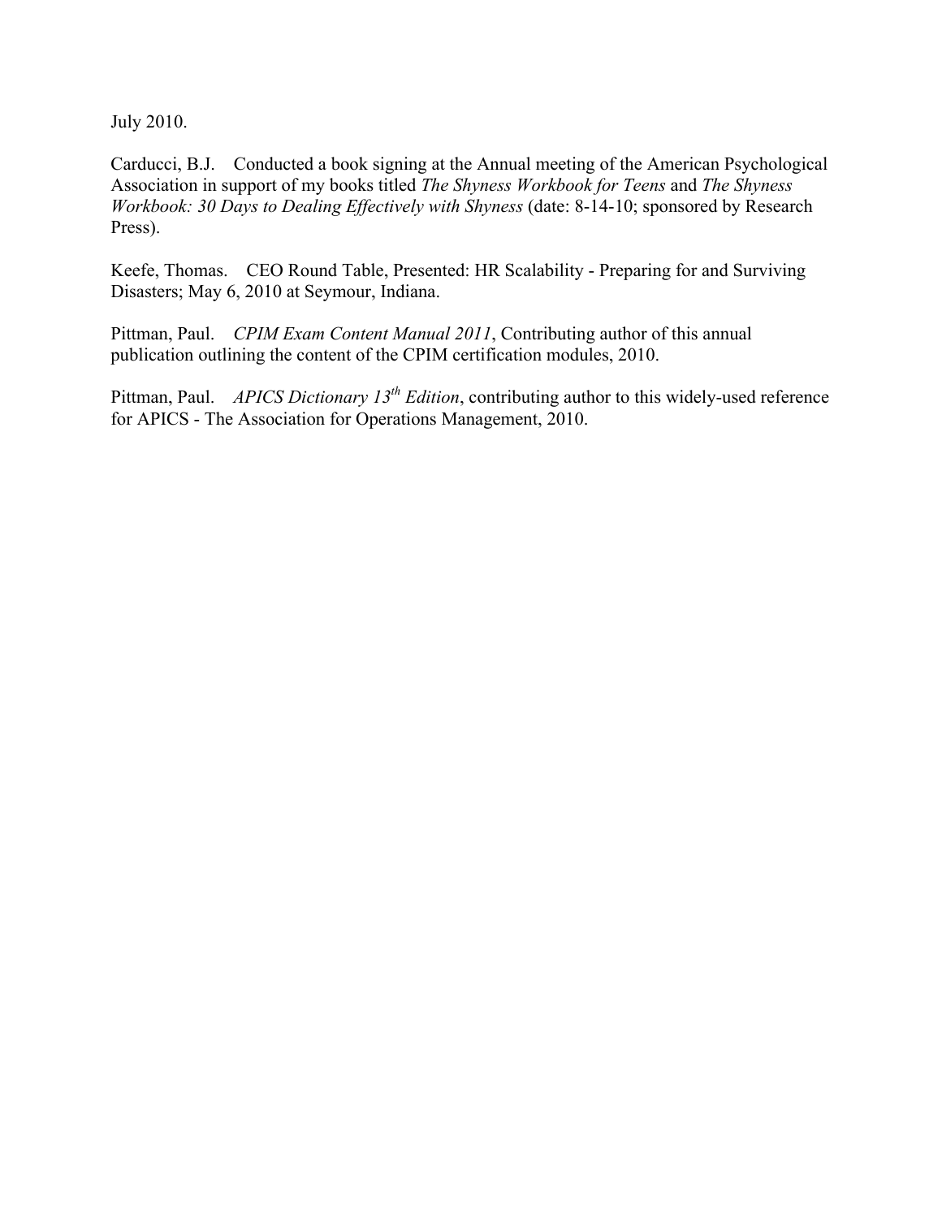July 2010.

Carducci, B.J. Conducted a book signing at the Annual meeting of the American Psychological Association in support of my books titled *The Shyness Workbook for Teens* and *The Shyness Workbook: 30 Days to Dealing Effectively with Shyness* (date: 8-14-10; sponsored by Research Press).

Keefe, Thomas. CEO Round Table, Presented: HR Scalability - Preparing for and Surviving Disasters; May 6, 2010 at Seymour, Indiana.

Pittman, Paul. *CPIM Exam Content Manual 2011*, Contributing author of this annual publication outlining the content of the CPIM certification modules, 2010.

Pittman, Paul. *APICS Dictionary 13th Edition*, contributing author to this widely-used reference for APICS - The Association for Operations Management, 2010.